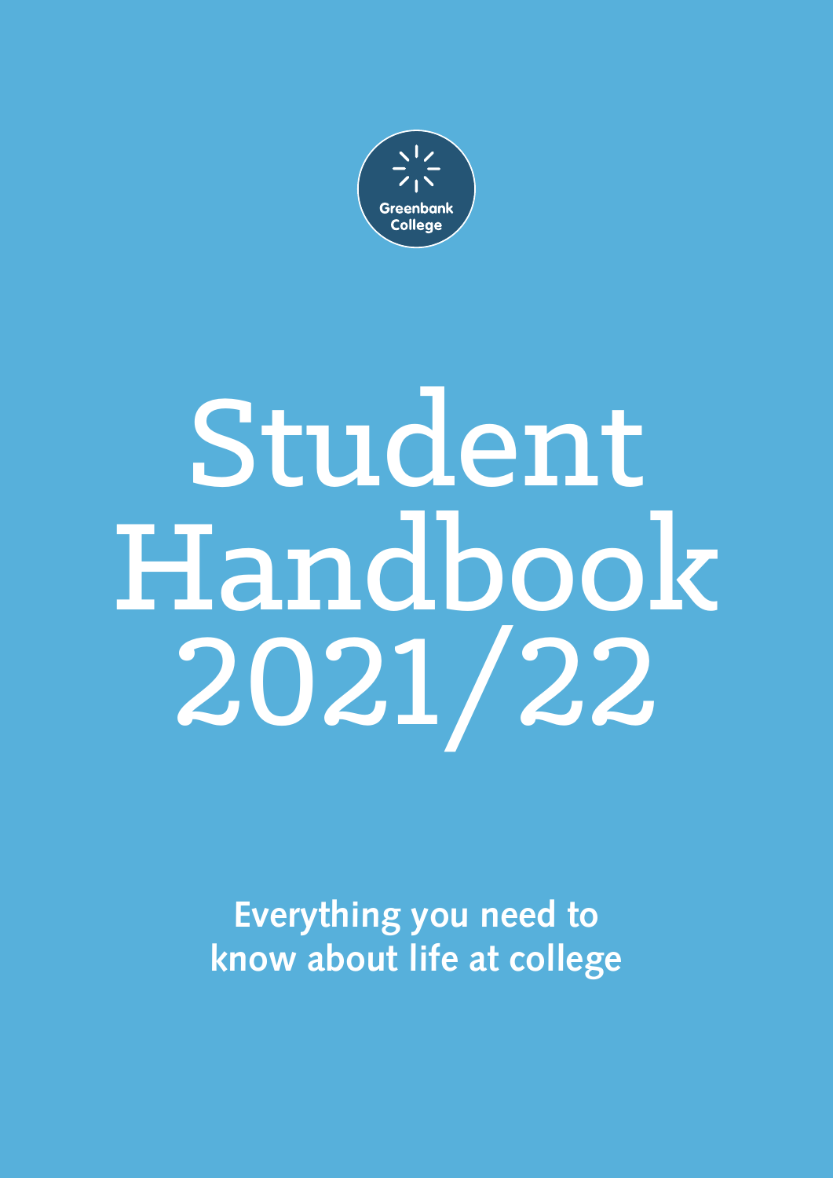Greenbank College

# Student Handbook 2021/22

**Everything you need to know about life at college**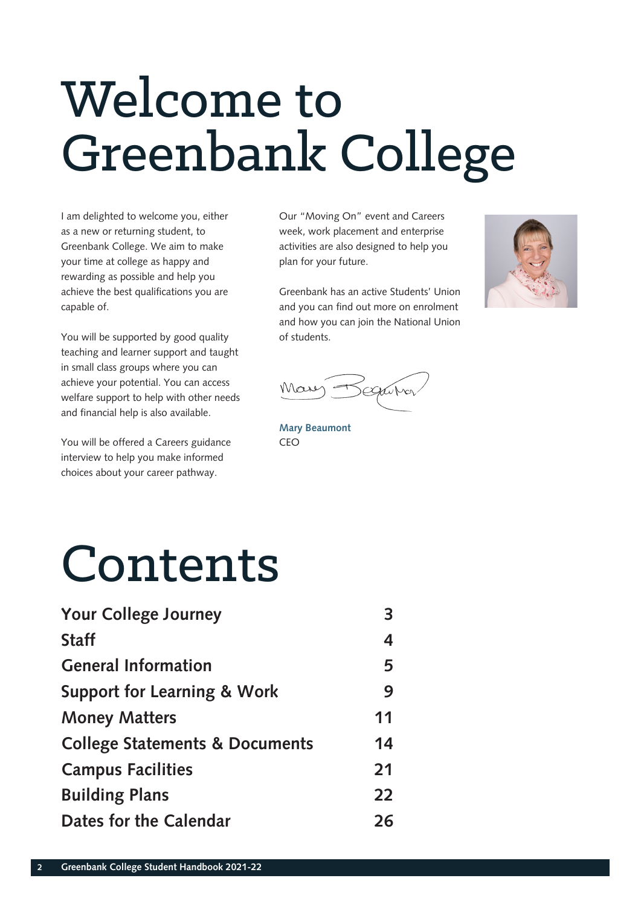# Welcome to Greenbank College

I am delighted to welcome you, either as a new or returning student, to Greenbank College. We aim to make your time at college as happy and rewarding as possible and help you achieve the best qualifications you are capable of.

You will be supported by good quality teaching and learner support and taught in small class groups where you can achieve your potential. You can access welfare support to help with other needs and financial help is also available.

You will be offered a Careers guidance interview to help you make informed choices about your career pathway.

Our "Moving On" event and Careers week, work placement and enterprise activities are also designed to help you plan for your future.

Greenbank has an active Students' Union and you can find out more on enrolment and how you can join the National Union of students.

**Mary Beaumont**
CEO

# Contents

| | |
|---|---|
| **Your College Journey** | **3** |
| **Staff** | **4** |
| **General Information** | **5** |
| **Support for Learning & Work** | **9** |
| **Money Matters** | **11** |
| **College Statements & Documents** | **14** |
| **Campus Facilities** | **21** |
| **Building Plans** | **22** |
| **Dates for the Calendar** | **26** |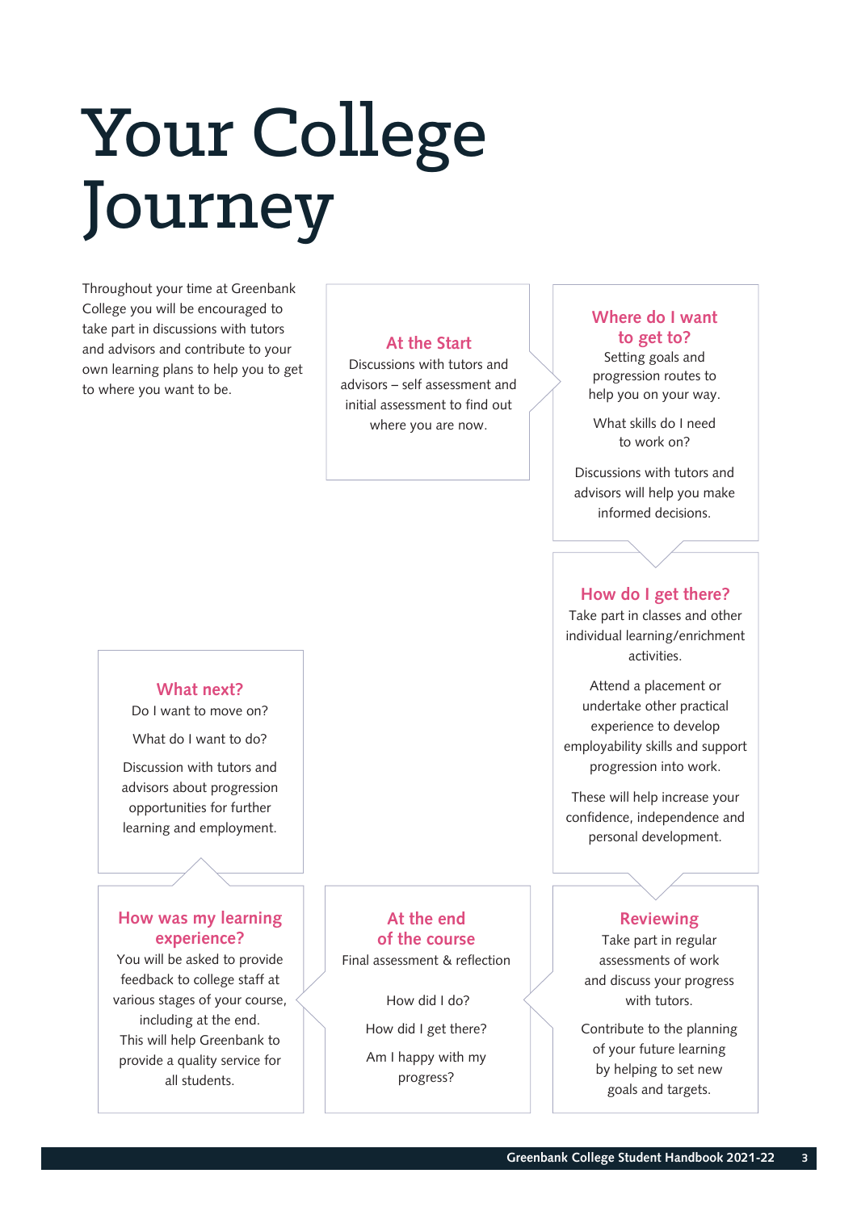# Your College Journey

Throughout your time at Greenbank College you will be encouraged to take part in discussions with tutors and advisors and contribute to your own learning plans to help you to get to where you want to be.

### At the Start

Discussions with tutors and advisors – self assessment and initial assessment to find out where you are now.

### Where do I want to get to?

Setting goals and progression routes to help you on your way.

What skills do I need to work on?

Discussions with tutors and advisors will help you make informed decisions.

### How do I get there?

Take part in classes and other individual learning/enrichment activities.

Attend a placement or undertake other practical experience to develop employability skills and support progression into work.

These will help increase your confidence, independence and personal development.

### Reviewing

Take part in regular assessments of work and discuss your progress with tutors.

Contribute to the planning of your future learning by helping to set new goals and targets.

### At the end of the course

Final assessment & reflection

How did I do?

How did I get there?

Am I happy with my progress?

### How was my learning experience?

You will be asked to provide feedback to college staff at various stages of your course, including at the end.
This will help Greenbank to provide a quality service for all students.

### What next?

Do I want to move on?

What do I want to do?

Discussion with tutors and advisors about progression opportunities for further learning and employment.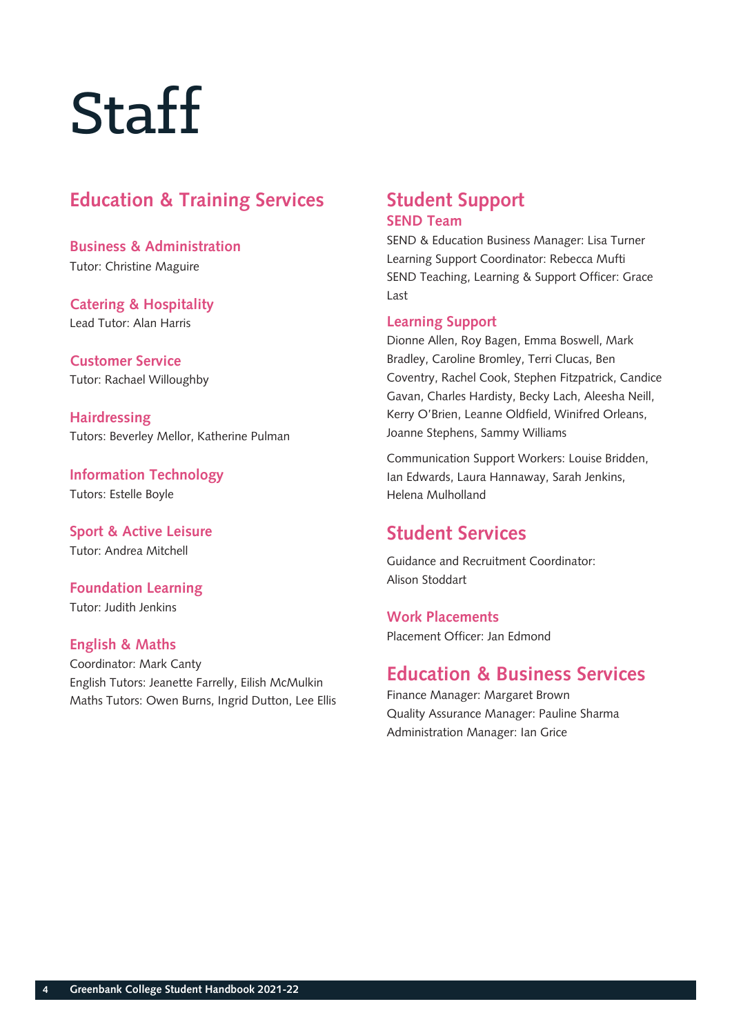# Staff

## Education & Training Services

### Business & Administration

Tutor: Christine Maguire

### Catering & Hospitality

Lead Tutor: Alan Harris

### Customer Service

Tutor: Rachael Willoughby

### Hairdressing

Tutors: Beverley Mellor, Katherine Pulman

### Information Technology

Tutors: Estelle Boyle

### Sport & Active Leisure

Tutor: Andrea Mitchell

### Foundation Learning

Tutor: Judith Jenkins

### English & Maths

Coordinator: Mark Canty
English Tutors: Jeanette Farrelly, Eilish McMulkin
Maths Tutors: Owen Burns, Ingrid Dutton, Lee Ellis

## Student Support

### SEND Team

SEND & Education Business Manager: Lisa Turner
Learning Support Coordinator: Rebecca Mufti
SEND Teaching, Learning & Support Officer: Grace Last

### Learning Support

Dionne Allen, Roy Bagen, Emma Boswell, Mark Bradley, Caroline Bromley, Terri Clucas, Ben Coventry, Rachel Cook, Stephen Fitzpatrick, Candice Gavan, Charles Hardisty, Becky Lach, Aleesha Neill, Kerry O'Brien, Leanne Oldfield, Winifred Orleans, Joanne Stephens, Sammy Williams

Communication Support Workers: Louise Bridden, Ian Edwards, Laura Hannaway, Sarah Jenkins, Helena Mulholland

## Student Services

Guidance and Recruitment Coordinator: Alison Stoddart

### Work Placements

Placement Officer: Jan Edmond

## Education & Business Services

Finance Manager: Margaret Brown
Quality Assurance Manager: Pauline Sharma
Administration Manager: Ian Grice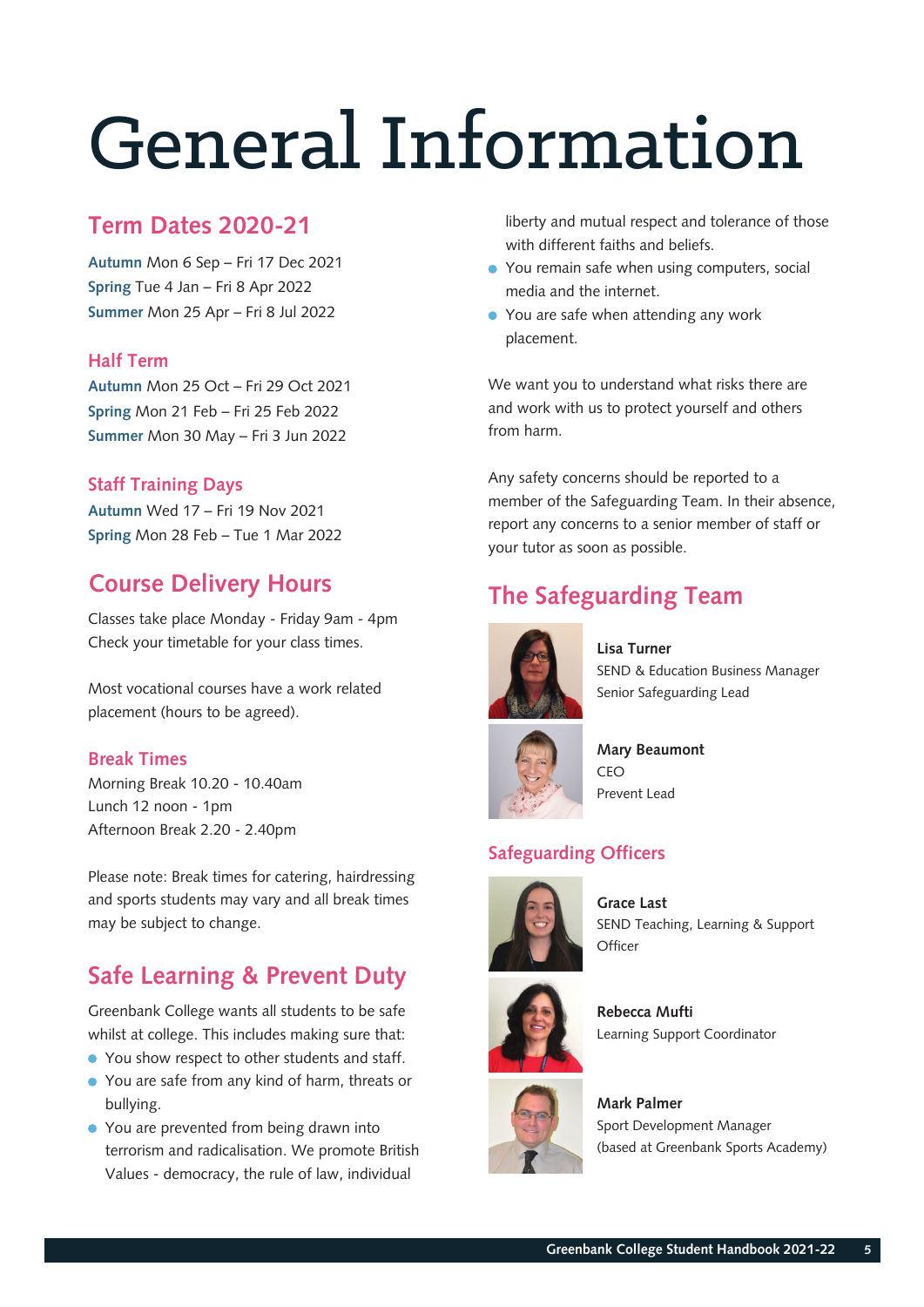# General Information

## Term Dates 2020-21

**Autumn** Mon 6 Sep – Fri 17 Dec 2021
**Spring** Tue 4 Jan – Fri 8 Apr 2022
**Summer** Mon 25 Apr – Fri 8 Jul 2022

### Half Term

**Autumn** Mon 25 Oct – Fri 29 Oct 2021
**Spring** Mon 21 Feb – Fri 25 Feb 2022
**Summer** Mon 30 May – Fri 3 Jun 2022

### Staff Training Days

**Autumn** Wed 17 – Fri 19 Nov 2021
**Spring** Mon 28 Feb – Tue 1 Mar 2022

## Course Delivery Hours

Classes take place Monday - Friday 9am - 4pm
Check your timetable for your class times.

Most vocational courses have a work related placement (hours to be agreed).

### Break Times

Morning Break 10.20 - 10.40am
Lunch 12 noon - 1pm
Afternoon Break 2.20 - 2.40pm

Please note: Break times for catering, hairdressing and sports students may vary and all break times may be subject to change.

## Safe Learning & Prevent Duty

Greenbank College wants all students to be safe whilst at college. This includes making sure that:

- You show respect to other students and staff.
- You are safe from any kind of harm, threats or bullying.
- You are prevented from being drawn into terrorism and radicalisation. We promote British Values - democracy, the rule of law, individual liberty and mutual respect and tolerance of those with different faiths and beliefs.
- You remain safe when using computers, social media and the internet.
- You are safe when attending any work placement.

We want you to understand what risks there are and work with us to protect yourself and others from harm.

Any safety concerns should be reported to a member of the Safeguarding Team. In their absence, report any concerns to a senior member of staff or your tutor as soon as possible.

## The Safeguarding Team

**Lisa Turner**
SEND & Education Business Manager
Senior Safeguarding Lead

**Mary Beaumont**
CEO
Prevent Lead

### Safeguarding Officers

**Grace Last**
SEND Teaching, Learning & Support Officer

**Rebecca Mufti**
Learning Support Coordinator

**Mark Palmer**
Sport Development Manager
(based at Greenbank Sports Academy)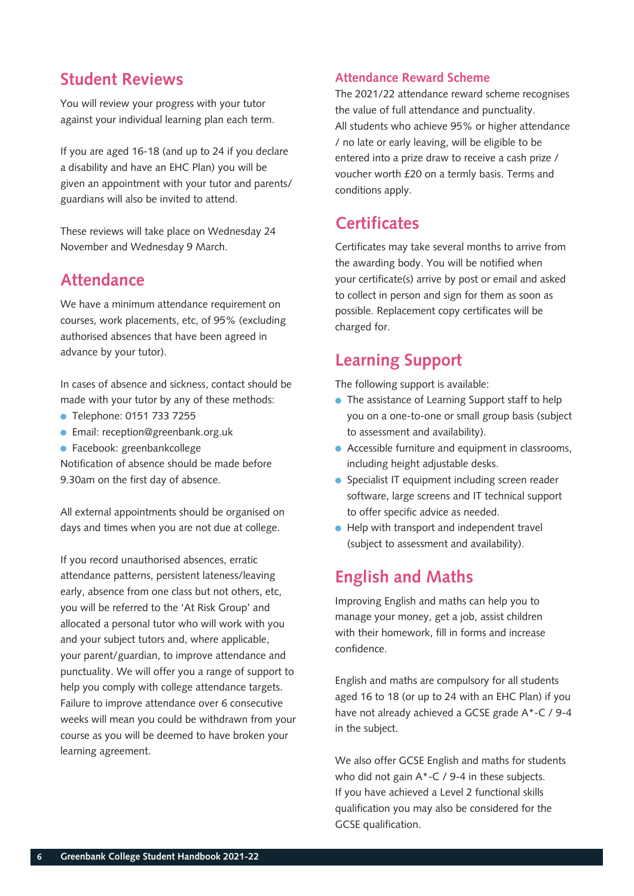## Student Reviews

You will review your progress with your tutor against your individual learning plan each term.

If you are aged 16-18 (and up to 24 if you declare a disability and have an EHC Plan) you will be given an appointment with your tutor and parents/guardians will also be invited to attend.

These reviews will take place on Wednesday 24 November and Wednesday 9 March.

## Attendance

We have a minimum attendance requirement on courses, work placements, etc, of 95% (excluding authorised absences that have been agreed in advance by your tutor).

In cases of absence and sickness, contact should be made with your tutor by any of these methods:

- Telephone: 0151 733 7255
- Email: reception@greenbank.org.uk
- Facebook: greenbankcollege

Notification of absence should be made before 9.30am on the first day of absence.

All external appointments should be organised on days and times when you are not due at college.

If you record unauthorised absences, erratic attendance patterns, persistent lateness/leaving early, absence from one class but not others, etc, you will be referred to the 'At Risk Group' and allocated a personal tutor who will work with you and your subject tutors and, where applicable, your parent/guardian, to improve attendance and punctuality. We will offer you a range of support to help you comply with college attendance targets. Failure to improve attendance over 6 consecutive weeks will mean you could be withdrawn from your course as you will be deemed to have broken your learning agreement.

### Attendance Reward Scheme

The 2021/22 attendance reward scheme recognises the value of full attendance and punctuality. All students who achieve 95% or higher attendance / no late or early leaving, will be eligible to be entered into a prize draw to receive a cash prize / voucher worth £20 on a termly basis. Terms and conditions apply.

## Certificates

Certificates may take several months to arrive from the awarding body. You will be notified when your certificate(s) arrive by post or email and asked to collect in person and sign for them as soon as possible. Replacement copy certificates will be charged for.

## Learning Support

The following support is available:

- The assistance of Learning Support staff to help you on a one-to-one or small group basis (subject to assessment and availability).
- Accessible furniture and equipment in classrooms, including height adjustable desks.
- Specialist IT equipment including screen reader software, large screens and IT technical support to offer specific advice as needed.
- Help with transport and independent travel (subject to assessment and availability).

## English and Maths

Improving English and maths can help you to manage your money, get a job, assist children with their homework, fill in forms and increase confidence.

English and maths are compulsory for all students aged 16 to 18 (or up to 24 with an EHC Plan) if you have not already achieved a GCSE grade A*-C / 9-4 in the subject.

We also offer GCSE English and maths for students who did not gain A*-C / 9-4 in these subjects. If you have achieved a Level 2 functional skills qualification you may also be considered for the GCSE qualification.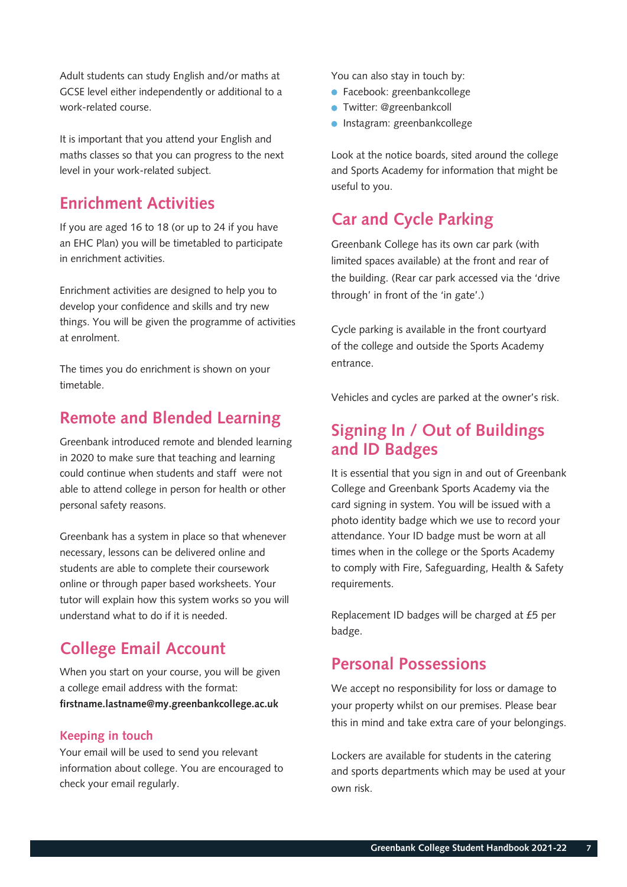Adult students can study English and/or maths at GCSE level either independently or additional to a work-related course.

It is important that you attend your English and maths classes so that you can progress to the next level in your work-related subject.

## Enrichment Activities

If you are aged 16 to 18 (or up to 24 if you have an EHC Plan) you will be timetabled to participate in enrichment activities.

Enrichment activities are designed to help you to develop your confidence and skills and try new things. You will be given the programme of activities at enrolment.

The times you do enrichment is shown on your timetable.

## Remote and Blended Learning

Greenbank introduced remote and blended learning in 2020 to make sure that teaching and learning could continue when students and staff were not able to attend college in person for health or other personal safety reasons.

Greenbank has a system in place so that whenever necessary, lessons can be delivered online and students are able to complete their coursework online or through paper based worksheets. Your tutor will explain how this system works so you will understand what to do if it is needed.

## College Email Account

When you start on your course, you will be given a college email address with the format:
**firstname.lastname@my.greenbankcollege.ac.uk**

### Keeping in touch

Your email will be used to send you relevant information about college. You are encouraged to check your email regularly.

You can also stay in touch by:

- Facebook: greenbankcollege
- Twitter: @greenbankcoll
- Instagram: greenbankcollege

Look at the notice boards, sited around the college and Sports Academy for information that might be useful to you.

## Car and Cycle Parking

Greenbank College has its own car park (with limited spaces available) at the front and rear of the building. (Rear car park accessed via the 'drive through' in front of the 'in gate'.)

Cycle parking is available in the front courtyard of the college and outside the Sports Academy entrance.

Vehicles and cycles are parked at the owner's risk.

## Signing In / Out of Buildings and ID Badges

It is essential that you sign in and out of Greenbank College and Greenbank Sports Academy via the card signing in system. You will be issued with a photo identity badge which we use to record your attendance. Your ID badge must be worn at all times when in the college or the Sports Academy to comply with Fire, Safeguarding, Health & Safety requirements.

Replacement ID badges will be charged at £5 per badge.

## Personal Possessions

We accept no responsibility for loss or damage to your property whilst on our premises. Please bear this in mind and take extra care of your belongings.

Lockers are available for students in the catering and sports departments which may be used at your own risk.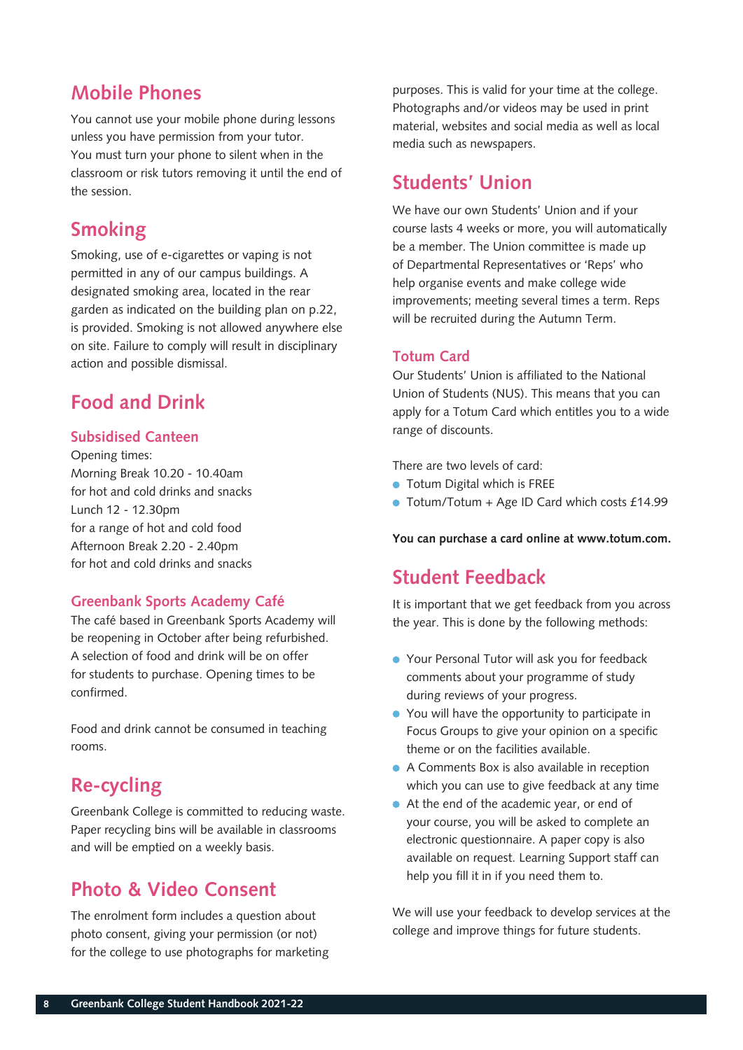## Mobile Phones

You cannot use your mobile phone during lessons unless you have permission from your tutor. You must turn your phone to silent when in the classroom or risk tutors removing it until the end of the session.

## Smoking

Smoking, use of e-cigarettes or vaping is not permitted in any of our campus buildings. A designated smoking area, located in the rear garden as indicated on the building plan on p.22, is provided. Smoking is not allowed anywhere else on site. Failure to comply will result in disciplinary action and possible dismissal.

## Food and Drink

### Subsidised Canteen

Opening times:
Morning Break 10.20 - 10.40am
for hot and cold drinks and snacks
Lunch 12 - 12.30pm
for a range of hot and cold food
Afternoon Break 2.20 - 2.40pm
for hot and cold drinks and snacks

### Greenbank Sports Academy Café

The café based in Greenbank Sports Academy will be reopening in October after being refurbished. A selection of food and drink will be on offer for students to purchase. Opening times to be confirmed.

Food and drink cannot be consumed in teaching rooms.

## Re-cycling

Greenbank College is committed to reducing waste. Paper recycling bins will be available in classrooms and will be emptied on a weekly basis.

## Photo & Video Consent

The enrolment form includes a question about photo consent, giving your permission (or not) for the college to use photographs for marketing purposes. This is valid for your time at the college. Photographs and/or videos may be used in print material, websites and social media as well as local media such as newspapers.

## Students' Union

We have our own Students' Union and if your course lasts 4 weeks or more, you will automatically be a member. The Union committee is made up of Departmental Representatives or 'Reps' who help organise events and make college wide improvements; meeting several times a term. Reps will be recruited during the Autumn Term.

### Totum Card

Our Students' Union is affiliated to the National Union of Students (NUS). This means that you can apply for a Totum Card which entitles you to a wide range of discounts.

There are two levels of card:

- Totum Digital which is FREE
- Totum/Totum + Age ID Card which costs £14.99

**You can purchase a card online at www.totum.com.**

## Student Feedback

It is important that we get feedback from you across the year. This is done by the following methods:

- Your Personal Tutor will ask you for feedback comments about your programme of study during reviews of your progress.
- You will have the opportunity to participate in Focus Groups to give your opinion on a specific theme or on the facilities available.
- A Comments Box is also available in reception which you can use to give feedback at any time
- At the end of the academic year, or end of your course, you will be asked to complete an electronic questionnaire. A paper copy is also available on request. Learning Support staff can help you fill it in if you need them to.

We will use your feedback to develop services at the college and improve things for future students.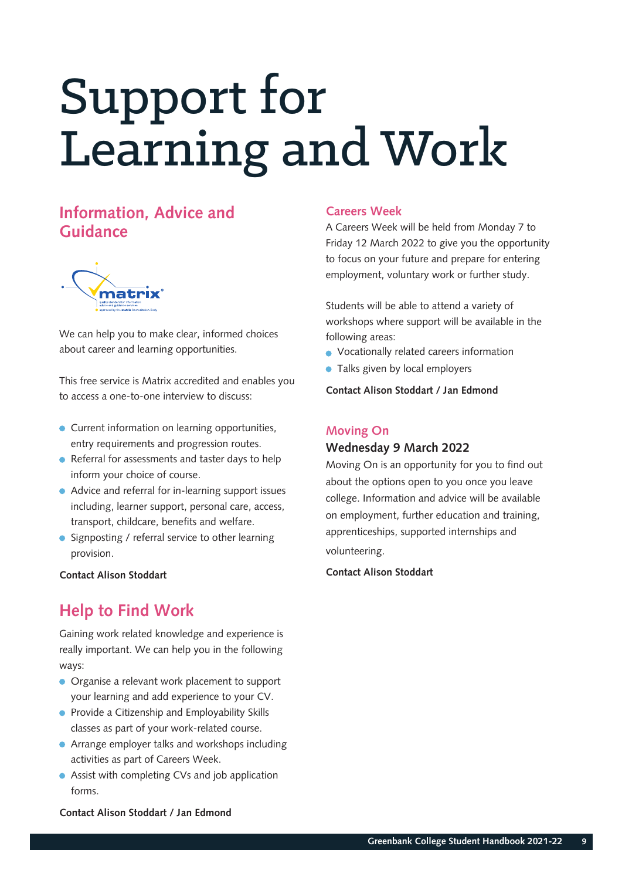# Support for Learning and Work

## Information, Advice and Guidance

We can help you to make clear, informed choices about career and learning opportunities.

This free service is Matrix accredited and enables you to access a one-to-one interview to discuss:

- Current information on learning opportunities, entry requirements and progression routes.
- Referral for assessments and taster days to help inform your choice of course.
- Advice and referral for in-learning support issues including, learner support, personal care, access, transport, childcare, benefits and welfare.
- Signposting / referral service to other learning provision.

**Contact Alison Stoddart**

## Help to Find Work

Gaining work related knowledge and experience is really important. We can help you in the following ways:

- Organise a relevant work placement to support your learning and add experience to your CV.
- Provide a Citizenship and Employability Skills classes as part of your work-related course.
- Arrange employer talks and workshops including activities as part of Careers Week.
- Assist with completing CVs and job application forms.

**Contact Alison Stoddart / Jan Edmond**

### Careers Week

A Careers Week will be held from Monday 7 to Friday 12 March 2022 to give you the opportunity to focus on your future and prepare for entering employment, voluntary work or further study.

Students will be able to attend a variety of workshops where support will be available in the following areas:

- Vocationally related careers information
- Talks given by local employers

**Contact Alison Stoddart / Jan Edmond**

### Moving On

**Wednesday 9 March 2022**

Moving On is an opportunity for you to find out about the options open to you once you leave college. Information and advice will be available on employment, further education and training, apprenticeships, supported internships and volunteering.

**Contact Alison Stoddart**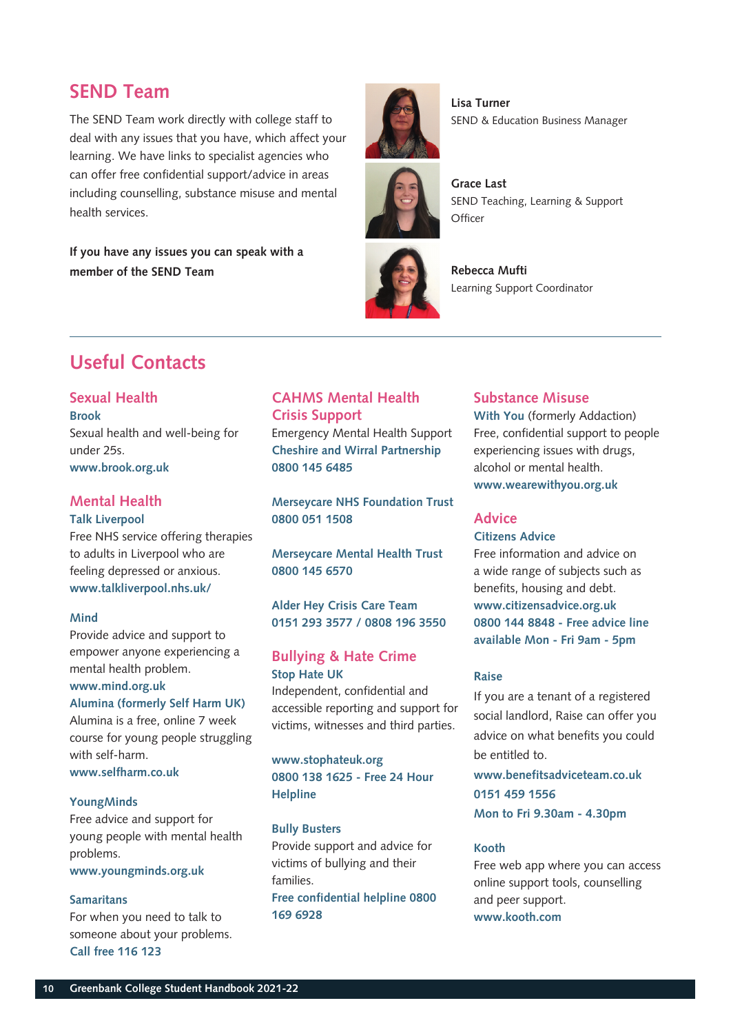## SEND Team

The SEND Team work directly with college staff to deal with any issues that you have, which affect your learning. We have links to specialist agencies who can offer free confidential support/advice in areas including counselling, substance misuse and mental health services.

**If you have any issues you can speak with a member of the SEND Team**

**Lisa Turner**
SEND & Education Business Manager

**Grace Last**
SEND Teaching, Learning & Support Officer

**Rebecca Mufti**
Learning Support Coordinator

## Useful Contacts

### Sexual Health

**Brook**
Sexual health and well-being for under 25s.
**www.brook.org.uk**

### Mental Health

**Talk Liverpool**
Free NHS service offering therapies to adults in Liverpool who are feeling depressed or anxious.
**www.talkliverpool.nhs.uk/**

**Mind**
Provide advice and support to empower anyone experiencing a mental health problem.
**www.mind.org.uk**

**Alumina (formerly Self Harm UK)**
Alumina is a free, online 7 week course for young people struggling with self-harm.
**www.selfharm.co.uk**

**YoungMinds**
Free advice and support for young people with mental health problems.
**www.youngminds.org.uk**

**Samaritans**
For when you need to talk to someone about your problems.
**Call free 116 123**

### CAHMS Mental Health Crisis Support

Emergency Mental Health Support
**Cheshire and Wirral Partnership**
**0800 145 6485**

**Merseycare NHS Foundation Trust**
**0800 051 1508**

**Merseycare Mental Health Trust**
**0800 145 6570**

**Alder Hey Crisis Care Team**
**0151 293 3577 / 0808 196 3550**

### Bullying & Hate Crime

**Stop Hate UK**
Independent, confidential and accessible reporting and support for victims, witnesses and third parties.

**www.stophateuk.org**
**0800 138 1625 - Free 24 Hour Helpline**

**Bully Busters**
Provide support and advice for victims of bullying and their families.
**Free confidential helpline 0800 169 6928**

### Substance Misuse

**With You** (formerly Addaction)
Free, confidential support to people experiencing issues with drugs, alcohol or mental health.
**www.wearewithyou.org.uk**

### Advice

**Citizens Advice**
Free information and advice on a wide range of subjects such as benefits, housing and debt.
**www.citizensadvice.org.uk**
**0800 144 8848 - Free advice line available Mon - Fri 9am - 5pm**

**Raise**
If you are a tenant of a registered social landlord, Raise can offer you advice on what benefits you could be entitled to.
**www.benefitsadviceteam.co.uk**
**0151 459 1556**
**Mon to Fri 9.30am - 4.30pm**

**Kooth**
Free web app where you can access online support tools, counselling and peer support.
**www.kooth.com**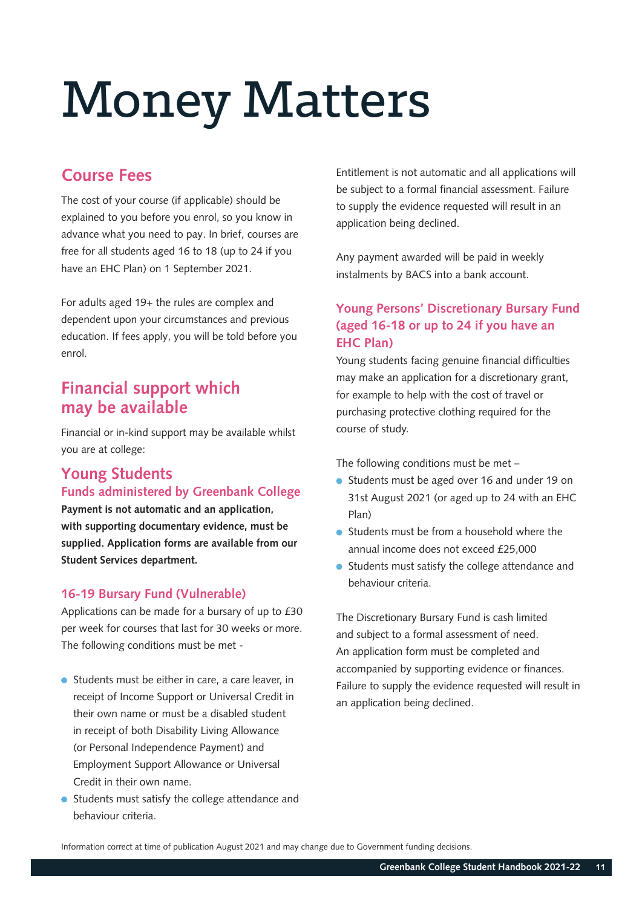# Money Matters

## Course Fees

The cost of your course (if applicable) should be explained to you before you enrol, so you know in advance what you need to pay. In brief, courses are free for all students aged 16 to 18 (up to 24 if you have an EHC Plan) on 1 September 2021.

For adults aged 19+ the rules are complex and dependent upon your circumstances and previous education. If fees apply, you will be told before you enrol.

## Financial support which may be available

Financial or in-kind support may be available whilst you are at college:

## Young Students

### Funds administered by Greenbank College

**Payment is not automatic and an application, with supporting documentary evidence, must be supplied. Application forms are available from our Student Services department.**

### 16-19 Bursary Fund (Vulnerable)

Applications can be made for a bursary of up to £30 per week for courses that last for 30 weeks or more. The following conditions must be met -

- Students must be either in care, a care leaver, in receipt of Income Support or Universal Credit in their own name or must be a disabled student in receipt of both Disability Living Allowance (or Personal Independence Payment) and Employment Support Allowance or Universal Credit in their own name.
- Students must satisfy the college attendance and behaviour criteria.

Entitlement is not automatic and all applications will be subject to a formal financial assessment. Failure to supply the evidence requested will result in an application being declined.

Any payment awarded will be paid in weekly instalments by BACS into a bank account.

### Young Persons' Discretionary Bursary Fund (aged 16-18 or up to 24 if you have an EHC Plan)

Young students facing genuine financial difficulties may make an application for a discretionary grant, for example to help with the cost of travel or purchasing protective clothing required for the course of study.

The following conditions must be met –

- Students must be aged over 16 and under 19 on 31st August 2021 (or aged up to 24 with an EHC Plan)
- Students must be from a household where the annual income does not exceed £25,000
- Students must satisfy the college attendance and behaviour criteria.

The Discretionary Bursary Fund is cash limited and subject to a formal assessment of need. An application form must be completed and accompanied by supporting evidence or finances. Failure to supply the evidence requested will result in an application being declined.

Information correct at time of publication August 2021 and may change due to Government funding decisions.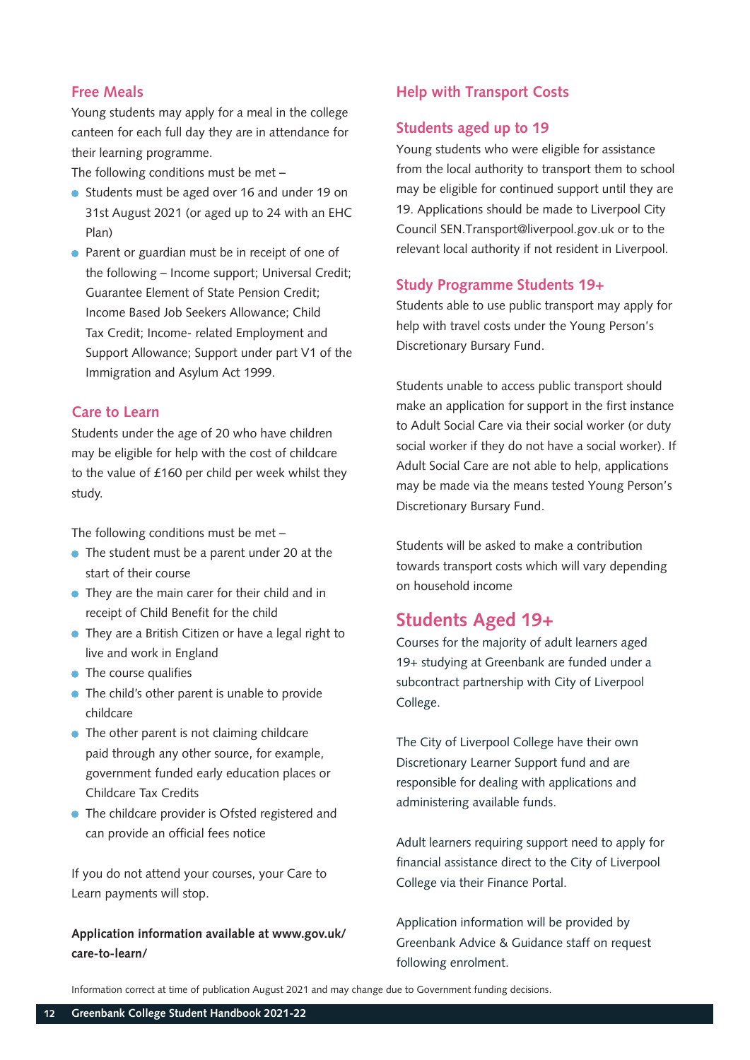## Free Meals

Young students may apply for a meal in the college canteen for each full day they are in attendance for their learning programme.

The following conditions must be met –

- Students must be aged over 16 and under 19 on 31st August 2021 (or aged up to 24 with an EHC Plan)
- Parent or guardian must be in receipt of one of the following – Income support; Universal Credit; Guarantee Element of State Pension Credit; Income Based Job Seekers Allowance; Child Tax Credit; Income- related Employment and Support Allowance; Support under part V1 of the Immigration and Asylum Act 1999.

## Care to Learn

Students under the age of 20 who have children may be eligible for help with the cost of childcare to the value of £160 per child per week whilst they study.

The following conditions must be met –

- The student must be a parent under 20 at the start of their course
- They are the main carer for their child and in receipt of Child Benefit for the child
- They are a British Citizen or have a legal right to live and work in England
- The course qualifies
- The child's other parent is unable to provide childcare
- The other parent is not claiming childcare paid through any other source, for example, government funded early education places or Childcare Tax Credits
- The childcare provider is Ofsted registered and can provide an official fees notice

If you do not attend your courses, your Care to Learn payments will stop.

**Application information available at www.gov.uk/care-to-learn/**

## Help with Transport Costs

### Students aged up to 19

Young students who were eligible for assistance from the local authority to transport them to school may be eligible for continued support until they are 19. Applications should be made to Liverpool City Council SEN.Transport@liverpool.gov.uk or to the relevant local authority if not resident in Liverpool.

### Study Programme Students 19+

Students able to use public transport may apply for help with travel costs under the Young Person's Discretionary Bursary Fund.

Students unable to access public transport should make an application for support in the first instance to Adult Social Care via their social worker (or duty social worker if they do not have a social worker). If Adult Social Care are not able to help, applications may be made via the means tested Young Person's Discretionary Bursary Fund.

Students will be asked to make a contribution towards transport costs which will vary depending on household income

## Students Aged 19+

Courses for the majority of adult learners aged 19+ studying at Greenbank are funded under a subcontract partnership with City of Liverpool College.

The City of Liverpool College have their own Discretionary Learner Support fund and are responsible for dealing with applications and administering available funds.

Adult learners requiring support need to apply for financial assistance direct to the City of Liverpool College via their Finance Portal.

Application information will be provided by Greenbank Advice & Guidance staff on request following enrolment.

Information correct at time of publication August 2021 and may change due to Government funding decisions.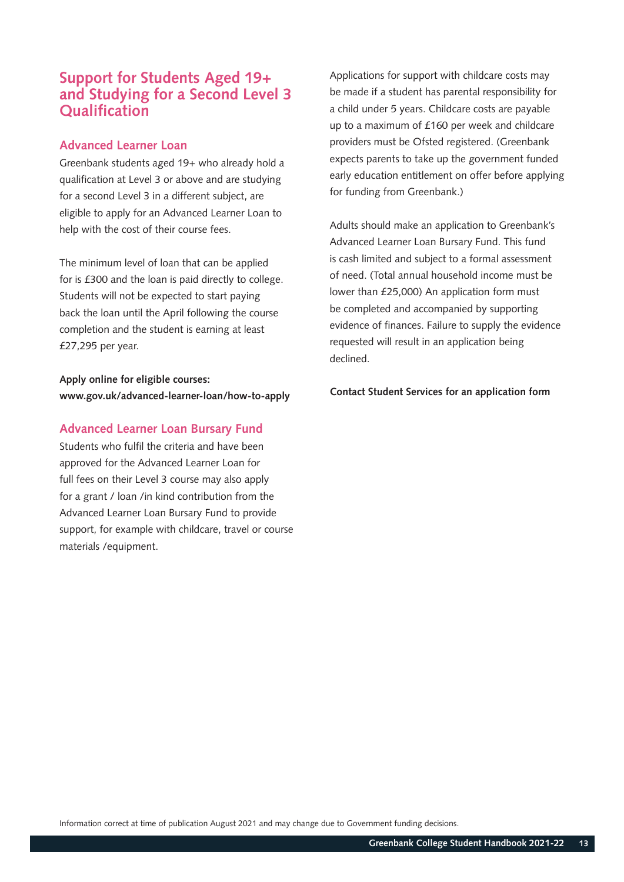## Support for Students Aged 19+ and Studying for a Second Level 3 Qualification

### Advanced Learner Loan

Greenbank students aged 19+ who already hold a qualification at Level 3 or above and are studying for a second Level 3 in a different subject, are eligible to apply for an Advanced Learner Loan to help with the cost of their course fees.

The minimum level of loan that can be applied for is £300 and the loan is paid directly to college. Students will not be expected to start paying back the loan until the April following the course completion and the student is earning at least £27,295 per year.

**Apply online for eligible courses:**
**www.gov.uk/advanced-learner-loan/how-to-apply**

### Advanced Learner Loan Bursary Fund

Students who fulfil the criteria and have been approved for the Advanced Learner Loan for full fees on their Level 3 course may also apply for a grant / loan /in kind contribution from the Advanced Learner Loan Bursary Fund to provide support, for example with childcare, travel or course materials /equipment.

Applications for support with childcare costs may be made if a student has parental responsibility for a child under 5 years. Childcare costs are payable up to a maximum of £160 per week and childcare providers must be Ofsted registered. (Greenbank expects parents to take up the government funded early education entitlement on offer before applying for funding from Greenbank.)

Adults should make an application to Greenbank's Advanced Learner Loan Bursary Fund. This fund is cash limited and subject to a formal assessment of need. (Total annual household income must be lower than £25,000) An application form must be completed and accompanied by supporting evidence of finances. Failure to supply the evidence requested will result in an application being declined.

**Contact Student Services for an application form**

Information correct at time of publication August 2021 and may change due to Government funding decisions.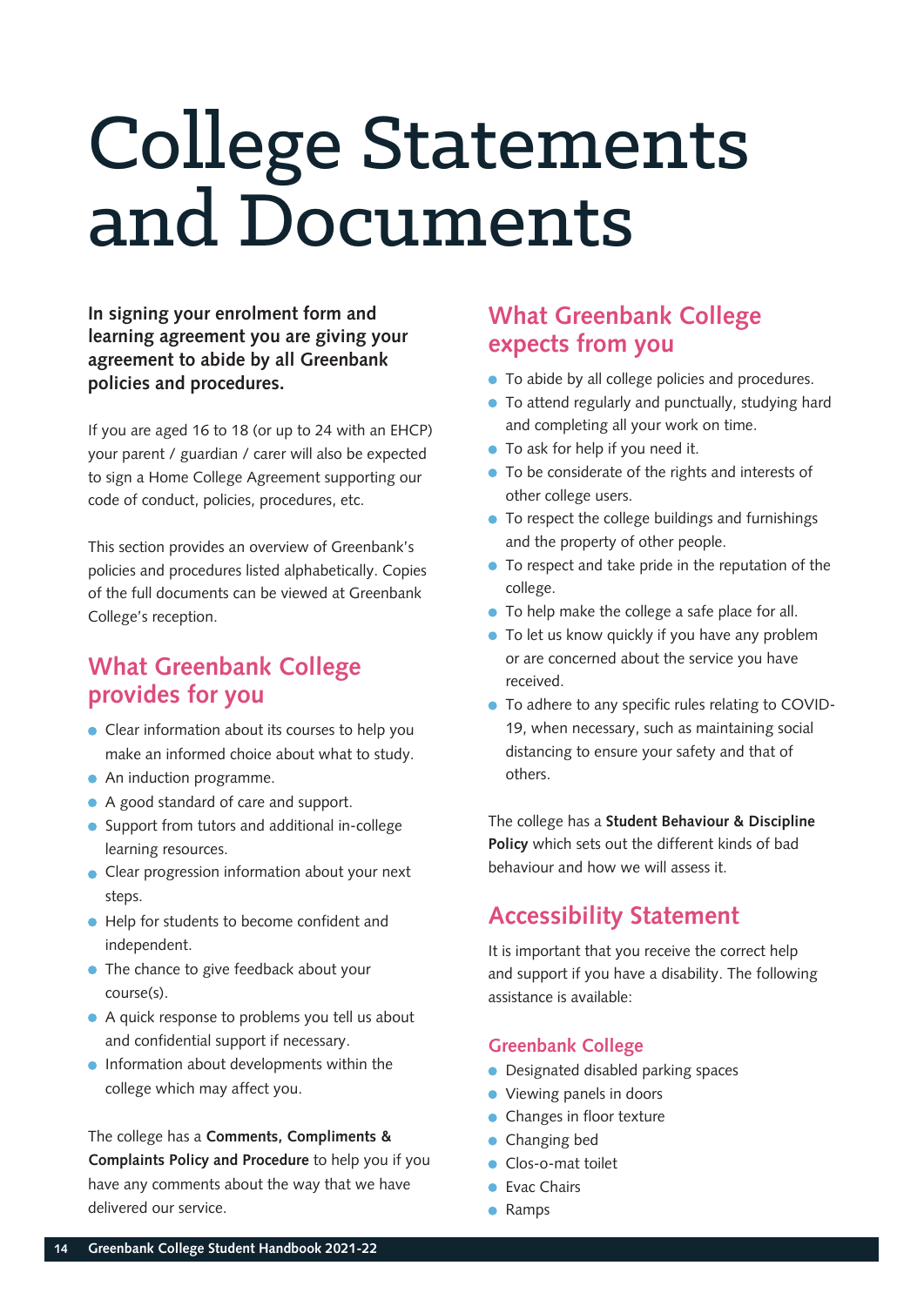# College Statements and Documents

**In signing your enrolment form and learning agreement you are giving your agreement to abide by all Greenbank policies and procedures.**

If you are aged 16 to 18 (or up to 24 with an EHCP) your parent / guardian / carer will also be expected to sign a Home College Agreement supporting our code of conduct, policies, procedures, etc.

This section provides an overview of Greenbank's policies and procedures listed alphabetically. Copies of the full documents can be viewed at Greenbank College's reception.

## What Greenbank College provides for you

- Clear information about its courses to help you make an informed choice about what to study.
- An induction programme.
- A good standard of care and support.
- Support from tutors and additional in-college learning resources.
- Clear progression information about your next steps.
- Help for students to become confident and independent.
- The chance to give feedback about your course(s).
- A quick response to problems you tell us about and confidential support if necessary.
- Information about developments within the college which may affect you.

The college has a **Comments, Compliments & Complaints Policy and Procedure** to help you if you have any comments about the way that we have delivered our service.

## What Greenbank College expects from you

- To abide by all college policies and procedures.
- To attend regularly and punctually, studying hard and completing all your work on time.
- To ask for help if you need it.
- To be considerate of the rights and interests of other college users.
- To respect the college buildings and furnishings and the property of other people.
- To respect and take pride in the reputation of the college.
- To help make the college a safe place for all.
- To let us know quickly if you have any problem or are concerned about the service you have received.
- To adhere to any specific rules relating to COVID-19, when necessary, such as maintaining social distancing to ensure your safety and that of others.

The college has a **Student Behaviour & Discipline Policy** which sets out the different kinds of bad behaviour and how we will assess it.

## Accessibility Statement

It is important that you receive the correct help and support if you have a disability. The following assistance is available:

### Greenbank College

- Designated disabled parking spaces
- Viewing panels in doors
- Changes in floor texture
- Changing bed
- Clos-o-mat toilet
- Evac Chairs
- Ramps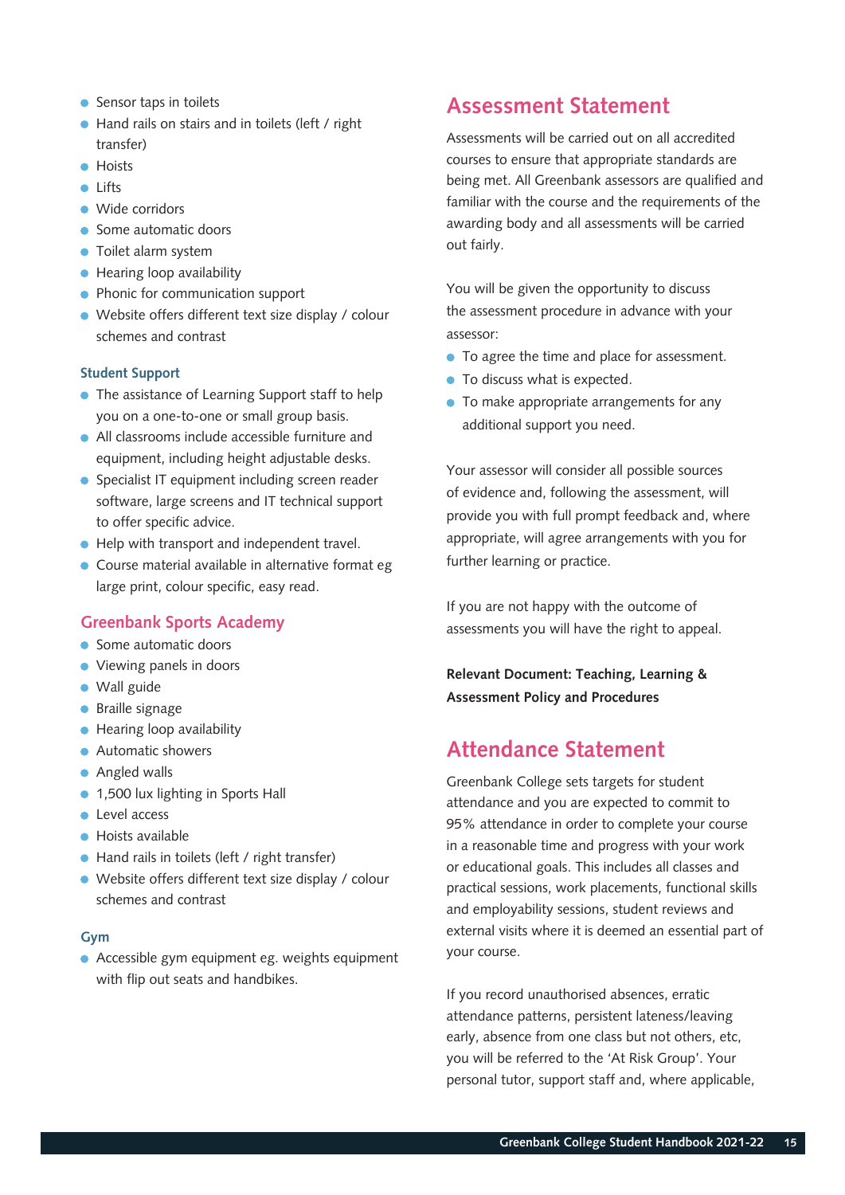- Sensor taps in toilets
- Hand rails on stairs and in toilets (left / right transfer)
- Hoists
- Lifts
- Wide corridors
- Some automatic doors
- Toilet alarm system
- Hearing loop availability
- Phonic for communication support
- Website offers different text size display / colour schemes and contrast

### Student Support

- The assistance of Learning Support staff to help you on a one-to-one or small group basis.
- All classrooms include accessible furniture and equipment, including height adjustable desks.
- Specialist IT equipment including screen reader software, large screens and IT technical support to offer specific advice.
- Help with transport and independent travel.
- Course material available in alternative format eg large print, colour specific, easy read.

## Greenbank Sports Academy

- Some automatic doors
- Viewing panels in doors
- Wall guide
- Braille signage
- Hearing loop availability
- Automatic showers
- Angled walls
- 1,500 lux lighting in Sports Hall
- Level access
- Hoists available
- Hand rails in toilets (left / right transfer)
- Website offers different text size display / colour schemes and contrast

### Gym

- Accessible gym equipment eg. weights equipment with flip out seats and handbikes.

## Assessment Statement

Assessments will be carried out on all accredited courses to ensure that appropriate standards are being met. All Greenbank assessors are qualified and familiar with the course and the requirements of the awarding body and all assessments will be carried out fairly.

You will be given the opportunity to discuss the assessment procedure in advance with your assessor:

- To agree the time and place for assessment.
- To discuss what is expected.
- To make appropriate arrangements for any additional support you need.

Your assessor will consider all possible sources of evidence and, following the assessment, will provide you with full prompt feedback and, where appropriate, will agree arrangements with you for further learning or practice.

If you are not happy with the outcome of assessments you will have the right to appeal.

**Relevant Document: Teaching, Learning & Assessment Policy and Procedures**

## Attendance Statement

Greenbank College sets targets for student attendance and you are expected to commit to 95% attendance in order to complete your course in a reasonable time and progress with your work or educational goals. This includes all classes and practical sessions, work placements, functional skills and employability sessions, student reviews and external visits where it is deemed an essential part of your course.

If you record unauthorised absences, erratic attendance patterns, persistent lateness/leaving early, absence from one class but not others, etc, you will be referred to the 'At Risk Group'. Your personal tutor, support staff and, where applicable,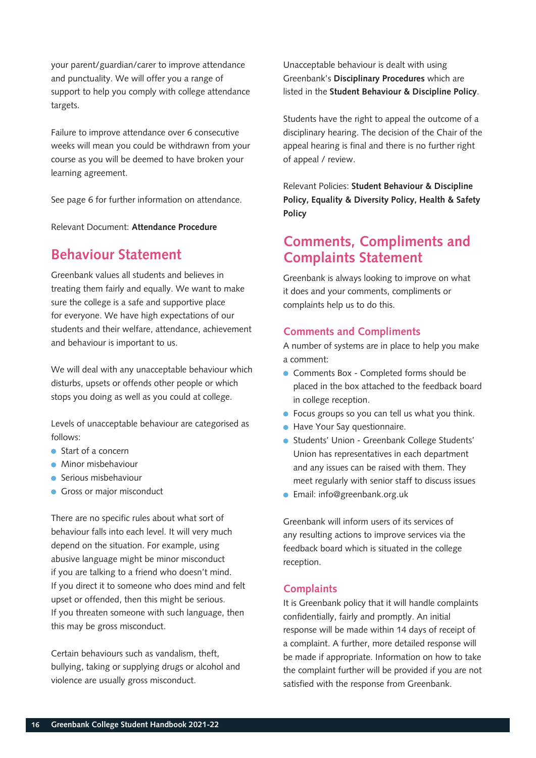your parent/guardian/carer to improve attendance and punctuality. We will offer you a range of support to help you comply with college attendance targets.

Failure to improve attendance over 6 consecutive weeks will mean you could be withdrawn from your course as you will be deemed to have broken your learning agreement.

See page 6 for further information on attendance.

Relevant Document: **Attendance Procedure**

## Behaviour Statement

Greenbank values all students and believes in treating them fairly and equally. We want to make sure the college is a safe and supportive place for everyone. We have high expectations of our students and their welfare, attendance, achievement and behaviour is important to us.

We will deal with any unacceptable behaviour which disturbs, upsets or offends other people or which stops you doing as well as you could at college.

Levels of unacceptable behaviour are categorised as follows:

- Start of a concern
- Minor misbehaviour
- Serious misbehaviour
- Gross or major misconduct

There are no specific rules about what sort of behaviour falls into each level. It will very much depend on the situation. For example, using abusive language might be minor misconduct if you are talking to a friend who doesn't mind. If you direct it to someone who does mind and felt upset or offended, then this might be serious. If you threaten someone with such language, then this may be gross misconduct.

Certain behaviours such as vandalism, theft, bullying, taking or supplying drugs or alcohol and violence are usually gross misconduct.

Unacceptable behaviour is dealt with using Greenbank's **Disciplinary Procedures** which are listed in the **Student Behaviour & Discipline Policy**.

Students have the right to appeal the outcome of a disciplinary hearing. The decision of the Chair of the appeal hearing is final and there is no further right of appeal / review.

Relevant Policies: **Student Behaviour & Discipline Policy, Equality & Diversity Policy, Health & Safety Policy**

## Comments, Compliments and Complaints Statement

Greenbank is always looking to improve on what it does and your comments, compliments or complaints help us to do this.

### Comments and Compliments

A number of systems are in place to help you make a comment:

- Comments Box - Completed forms should be placed in the box attached to the feedback board in college reception.
- Focus groups so you can tell us what you think.
- Have Your Say questionnaire.
- Students' Union - Greenbank College Students' Union has representatives in each department and any issues can be raised with them. They meet regularly with senior staff to discuss issues
- Email: info@greenbank.org.uk

Greenbank will inform users of its services of any resulting actions to improve services via the feedback board which is situated in the college reception.

### Complaints

It is Greenbank policy that it will handle complaints confidentially, fairly and promptly. An initial response will be made within 14 days of receipt of a complaint. A further, more detailed response will be made if appropriate. Information on how to take the complaint further will be provided if you are not satisfied with the response from Greenbank.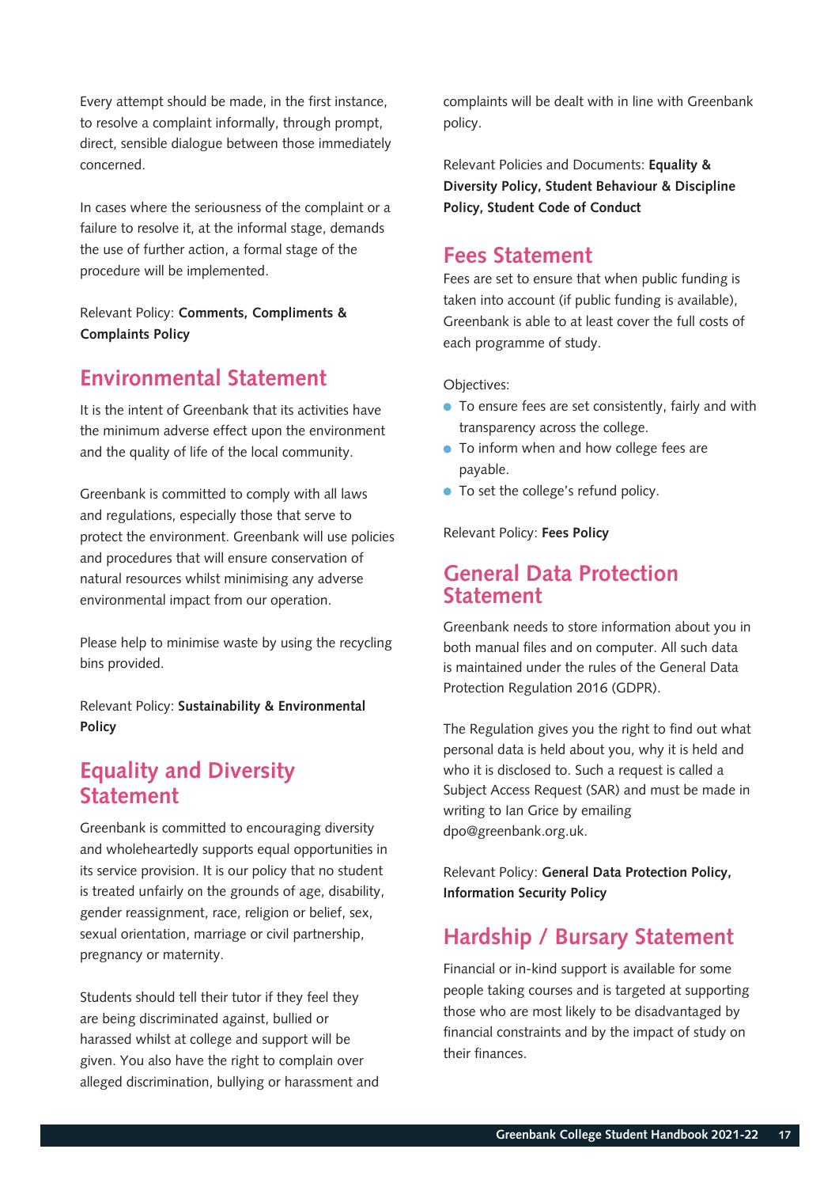Every attempt should be made, in the first instance, to resolve a complaint informally, through prompt, direct, sensible dialogue between those immediately concerned.

In cases where the seriousness of the complaint or a failure to resolve it, at the informal stage, demands the use of further action, a formal stage of the procedure will be implemented.

Relevant Policy: **Comments, Compliments & Complaints Policy**

## Environmental Statement

It is the intent of Greenbank that its activities have the minimum adverse effect upon the environment and the quality of life of the local community.

Greenbank is committed to comply with all laws and regulations, especially those that serve to protect the environment. Greenbank will use policies and procedures that will ensure conservation of natural resources whilst minimising any adverse environmental impact from our operation.

Please help to minimise waste by using the recycling bins provided.

Relevant Policy: **Sustainability & Environmental Policy**

## Equality and Diversity Statement

Greenbank is committed to encouraging diversity and wholeheartedly supports equal opportunities in its service provision. It is our policy that no student is treated unfairly on the grounds of age, disability, gender reassignment, race, religion or belief, sex, sexual orientation, marriage or civil partnership, pregnancy or maternity.

Students should tell their tutor if they feel they are being discriminated against, bullied or harassed whilst at college and support will be given. You also have the right to complain over alleged discrimination, bullying or harassment and complaints will be dealt with in line with Greenbank policy.

Relevant Policies and Documents: **Equality & Diversity Policy, Student Behaviour & Discipline Policy, Student Code of Conduct**

## Fees Statement

Fees are set to ensure that when public funding is taken into account (if public funding is available), Greenbank is able to at least cover the full costs of each programme of study.

Objectives:

- To ensure fees are set consistently, fairly and with transparency across the college.
- To inform when and how college fees are payable.
- To set the college's refund policy.

Relevant Policy: **Fees Policy**

## General Data Protection Statement

Greenbank needs to store information about you in both manual files and on computer. All such data is maintained under the rules of the General Data Protection Regulation 2016 (GDPR).

The Regulation gives you the right to find out what personal data is held about you, why it is held and who it is disclosed to. Such a request is called a Subject Access Request (SAR) and must be made in writing to Ian Grice by emailing dpo@greenbank.org.uk.

Relevant Policy: **General Data Protection Policy, Information Security Policy**

## Hardship / Bursary Statement

Financial or in-kind support is available for some people taking courses and is targeted at supporting those who are most likely to be disadvantaged by financial constraints and by the impact of study on their finances.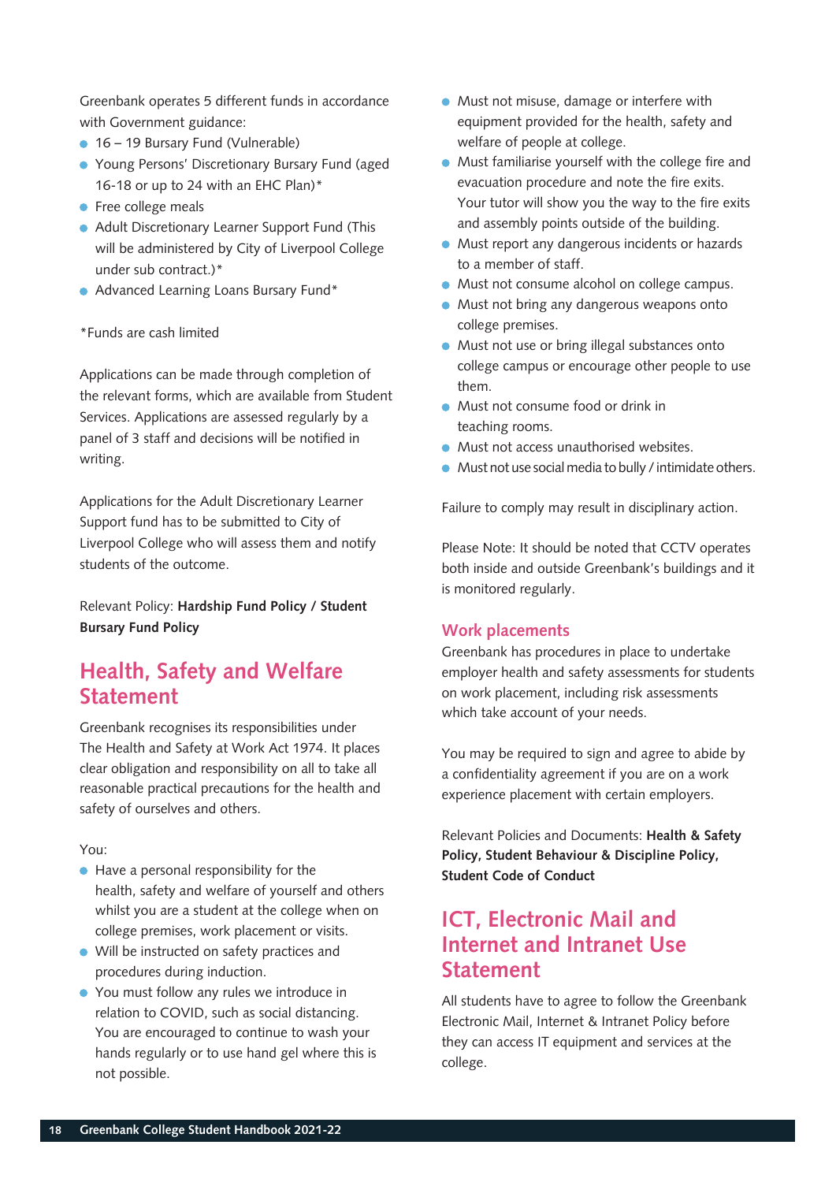Greenbank operates 5 different funds in accordance with Government guidance:

- 16 – 19 Bursary Fund (Vulnerable)
- Young Persons' Discretionary Bursary Fund (aged 16-18 or up to 24 with an EHC Plan)*
- Free college meals
- Adult Discretionary Learner Support Fund (This will be administered by City of Liverpool College under sub contract.)*
- Advanced Learning Loans Bursary Fund*

*Funds are cash limited

Applications can be made through completion of the relevant forms, which are available from Student Services. Applications are assessed regularly by a panel of 3 staff and decisions will be notified in writing.

Applications for the Adult Discretionary Learner Support fund has to be submitted to City of Liverpool College who will assess them and notify students of the outcome.

Relevant Policy: **Hardship Fund Policy / Student Bursary Fund Policy**

## Health, Safety and Welfare Statement

Greenbank recognises its responsibilities under The Health and Safety at Work Act 1974. It places clear obligation and responsibility on all to take all reasonable practical precautions for the health and safety of ourselves and others.

You:

- Have a personal responsibility for the health, safety and welfare of yourself and others whilst you are a student at the college when on college premises, work placement or visits.
- Will be instructed on safety practices and procedures during induction.
- You must follow any rules we introduce in relation to COVID, such as social distancing. You are encouraged to continue to wash your hands regularly or to use hand gel where this is not possible.
- Must not misuse, damage or interfere with equipment provided for the health, safety and welfare of people at college.
- Must familiarise yourself with the college fire and evacuation procedure and note the fire exits. Your tutor will show you the way to the fire exits and assembly points outside of the building.
- Must report any dangerous incidents or hazards to a member of staff.
- Must not consume alcohol on college campus.
- Must not bring any dangerous weapons onto college premises.
- Must not use or bring illegal substances onto college campus or encourage other people to use them.
- Must not consume food or drink in teaching rooms.
- Must not access unauthorised websites.
- Must not use social media to bully / intimidate others.

Failure to comply may result in disciplinary action.

Please Note: It should be noted that CCTV operates both inside and outside Greenbank's buildings and it is monitored regularly.

### Work placements

Greenbank has procedures in place to undertake employer health and safety assessments for students on work placement, including risk assessments which take account of your needs.

You may be required to sign and agree to abide by a confidentiality agreement if you are on a work experience placement with certain employers.

Relevant Policies and Documents: **Health & Safety Policy, Student Behaviour & Discipline Policy, Student Code of Conduct**

## ICT, Electronic Mail and Internet and Intranet Use Statement

All students have to agree to follow the Greenbank Electronic Mail, Internet & Intranet Policy before they can access IT equipment and services at the college.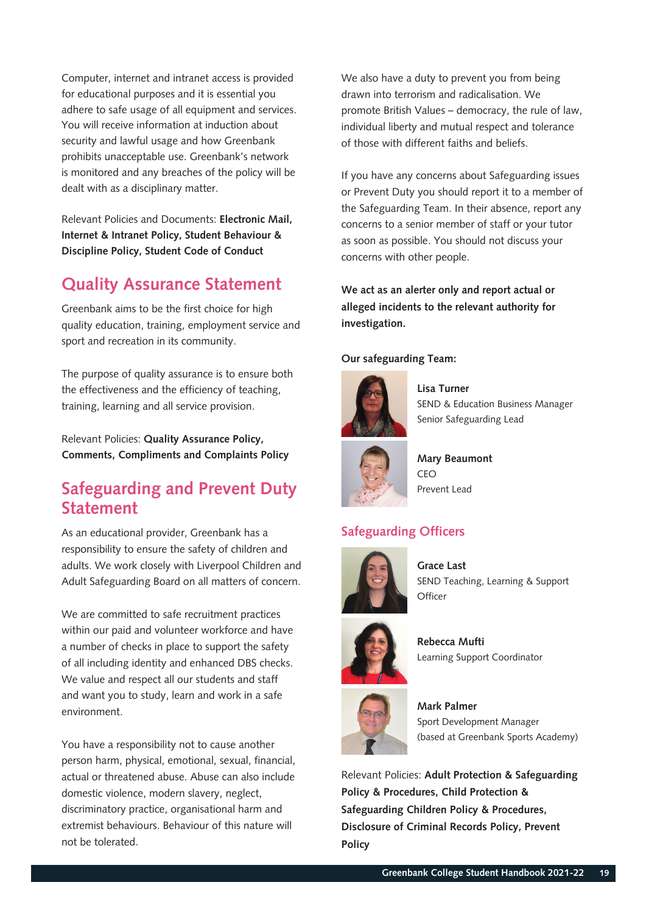Computer, internet and intranet access is provided for educational purposes and it is essential you adhere to safe usage of all equipment and services. You will receive information at induction about security and lawful usage and how Greenbank prohibits unacceptable use. Greenbank's network is monitored and any breaches of the policy will be dealt with as a disciplinary matter.

Relevant Policies and Documents: **Electronic Mail, Internet & Intranet Policy, Student Behaviour & Discipline Policy, Student Code of Conduct**

## Quality Assurance Statement

Greenbank aims to be the first choice for high quality education, training, employment service and sport and recreation in its community.

The purpose of quality assurance is to ensure both the effectiveness and the efficiency of teaching, training, learning and all service provision.

Relevant Policies: **Quality Assurance Policy, Comments, Compliments and Complaints Policy**

## Safeguarding and Prevent Duty Statement

As an educational provider, Greenbank has a responsibility to ensure the safety of children and adults. We work closely with Liverpool Children and Adult Safeguarding Board on all matters of concern.

We are committed to safe recruitment practices within our paid and volunteer workforce and have a number of checks in place to support the safety of all including identity and enhanced DBS checks. We value and respect all our students and staff and want you to study, learn and work in a safe environment.

You have a responsibility not to cause another person harm, physical, emotional, sexual, financial, actual or threatened abuse. Abuse can also include domestic violence, modern slavery, neglect, discriminatory practice, organisational harm and extremist behaviours. Behaviour of this nature will not be tolerated.

We also have a duty to prevent you from being drawn into terrorism and radicalisation. We promote British Values – democracy, the rule of law, individual liberty and mutual respect and tolerance of those with different faiths and beliefs.

If you have any concerns about Safeguarding issues or Prevent Duty you should report it to a member of the Safeguarding Team. In their absence, report any concerns to a senior member of staff or your tutor as soon as possible. You should not discuss your concerns with other people.

**We act as an alerter only and report actual or alleged incidents to the relevant authority for investigation.**

**Our safeguarding Team:**

**Lisa Turner**
SEND & Education Business Manager
Senior Safeguarding Lead

**Mary Beaumont**
CEO
Prevent Lead

### Safeguarding Officers

**Grace Last**
SEND Teaching, Learning & Support Officer

**Rebecca Mufti**
Learning Support Coordinator

**Mark Palmer**
Sport Development Manager
(based at Greenbank Sports Academy)

Relevant Policies: **Adult Protection & Safeguarding Policy & Procedures, Child Protection & Safeguarding Children Policy & Procedures, Disclosure of Criminal Records Policy, Prevent Policy**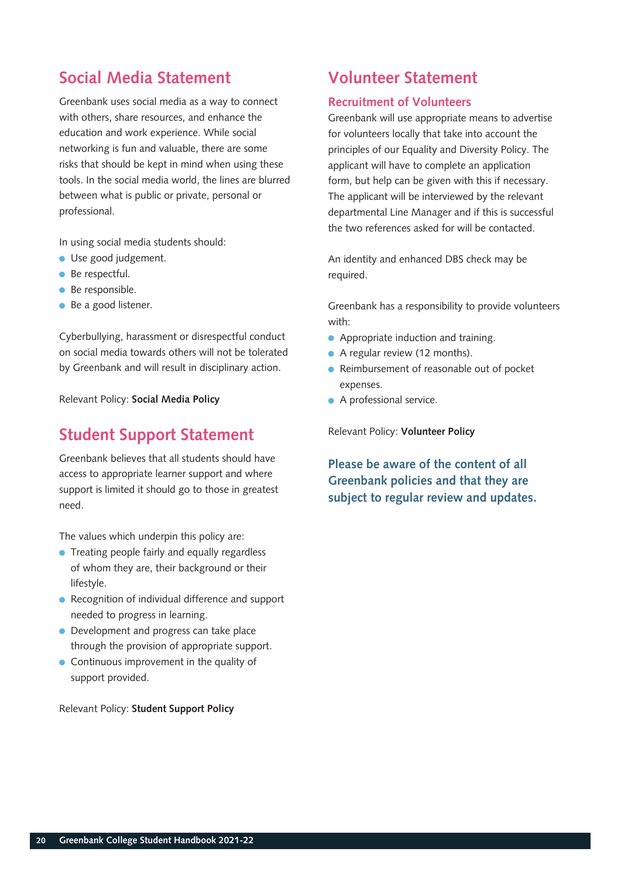## Social Media Statement

Greenbank uses social media as a way to connect with others, share resources, and enhance the education and work experience. While social networking is fun and valuable, there are some risks that should be kept in mind when using these tools. In the social media world, the lines are blurred between what is public or private, personal or professional.

In using social media students should:

- Use good judgement.
- Be respectful.
- Be responsible.
- Be a good listener.

Cyberbullying, harassment or disrespectful conduct on social media towards others will not be tolerated by Greenbank and will result in disciplinary action.

Relevant Policy: **Social Media Policy**

## Student Support Statement

Greenbank believes that all students should have access to appropriate learner support and where support is limited it should go to those in greatest need.

The values which underpin this policy are:

- Treating people fairly and equally regardless of whom they are, their background or their lifestyle.
- Recognition of individual difference and support needed to progress in learning.
- Development and progress can take place through the provision of appropriate support.
- Continuous improvement in the quality of support provided.

Relevant Policy: **Student Support Policy**

## Volunteer Statement

### Recruitment of Volunteers

Greenbank will use appropriate means to advertise for volunteers locally that take into account the principles of our Equality and Diversity Policy. The applicant will have to complete an application form, but help can be given with this if necessary. The applicant will be interviewed by the relevant departmental Line Manager and if this is successful the two references asked for will be contacted.

An identity and enhanced DBS check may be required.

Greenbank has a responsibility to provide volunteers with:

- Appropriate induction and training.
- A regular review (12 months).
- Reimbursement of reasonable out of pocket expenses.
- A professional service.

Relevant Policy: **Volunteer Policy**

**Please be aware of the content of all Greenbank policies and that they are subject to regular review and updates.**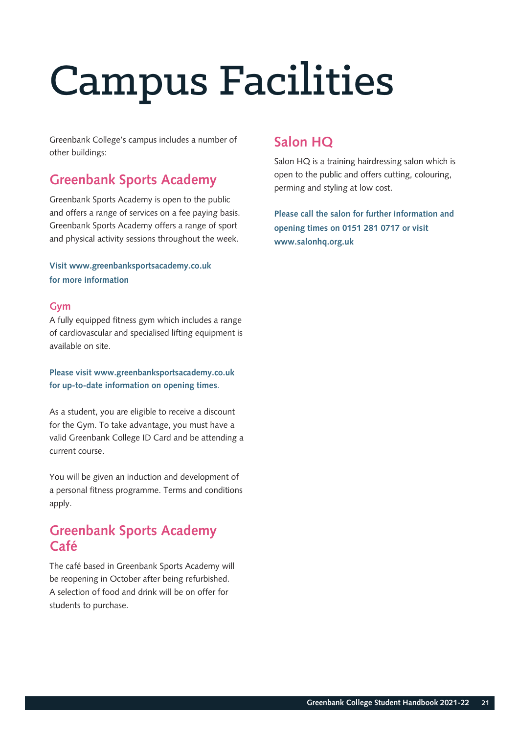# Campus Facilities

Greenbank College's campus includes a number of other buildings:

## Greenbank Sports Academy

Greenbank Sports Academy is open to the public and offers a range of services on a fee paying basis. Greenbank Sports Academy offers a range of sport and physical activity sessions throughout the week.

**Visit www.greenbanksportsacademy.co.uk for more information**

### Gym

A fully equipped fitness gym which includes a range of cardiovascular and specialised lifting equipment is available on site.

**Please visit www.greenbanksportsacademy.co.uk for up-to-date information on opening times**.

As a student, you are eligible to receive a discount for the Gym. To take advantage, you must have a valid Greenbank College ID Card and be attending a current course.

You will be given an induction and development of a personal fitness programme. Terms and conditions apply.

## Greenbank Sports Academy Café

The café based in Greenbank Sports Academy will be reopening in October after being refurbished. A selection of food and drink will be on offer for students to purchase.

## Salon HQ

Salon HQ is a training hairdressing salon which is open to the public and offers cutting, colouring, perming and styling at low cost.

**Please call the salon for further information and opening times on 0151 281 0717 or visit www.salonhq.org.uk**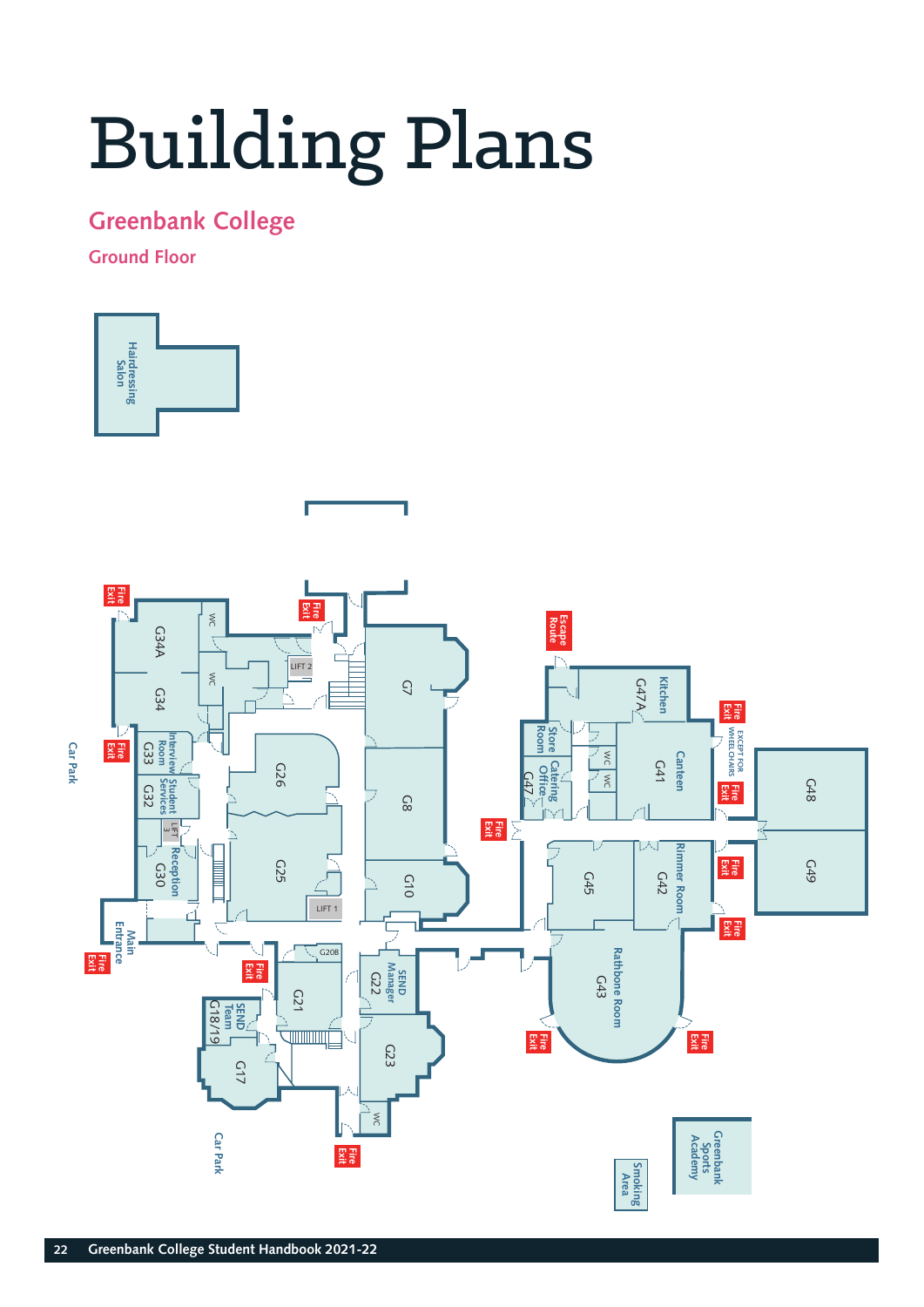# Building Plans

## Greenbank College

### Ground Floor

Hairdressing Salon

G34A
G34
WC
WC
LIFT 2
Interview Room G33
Student Services G32
LIFT 3
Reception G30
G26
G25
LIFT 1
G7
G8
G10
Main Entrance
Car Park
G20B
G21
SEND Manager G22
SEND Team G18/19
G17
G23
WC
Car Park
Kitchen G47A
Store Room
Catering Office G47
WC
WC
Canteen G41
G45
Rimmer Room G42
Rathbone Room G43
G48
G49
Escape Route
Fire Exit
EXCEPT FOR WHEELCHAIRS
Greenbank Sports Academy
Smoking Area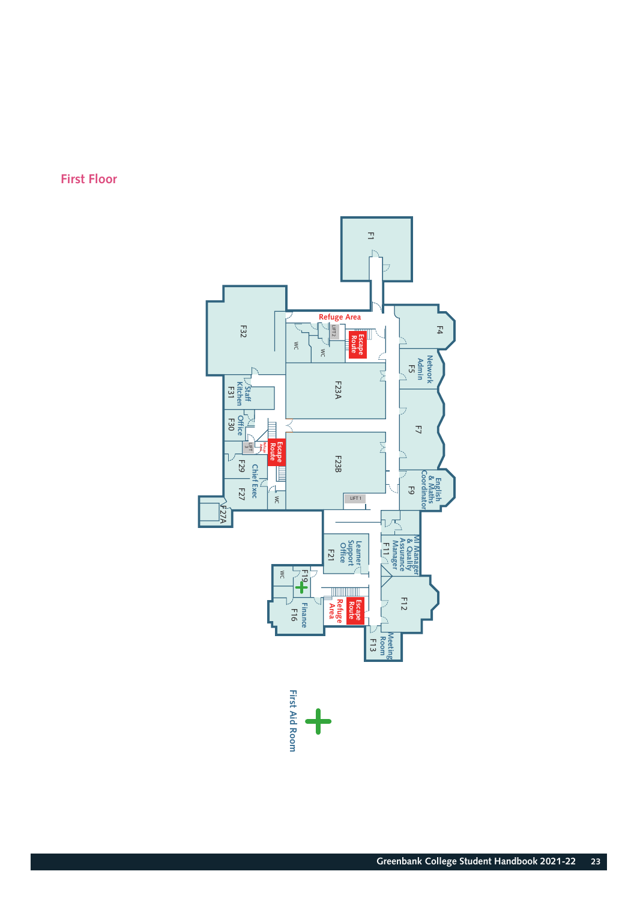## First Floor

F1

Refuge Area

Escape Route

F4

F32

WC

WC

LIFT 2

Network Admin F5

F23A

Staff Kitchen F31

F30 Office

F7

Escape Route

LIFT 3

F23B

F29

Chief Exec

F27

WC

LIFT 1

F9 English & Maths Coordinator

F27A

Learner Support Office F21

F11 MI Manager & Quality Assurance Manager

WC

F19

Finance F16

Escape Route

Refuge Area

F12

F13 Meeting Room

First Aid Room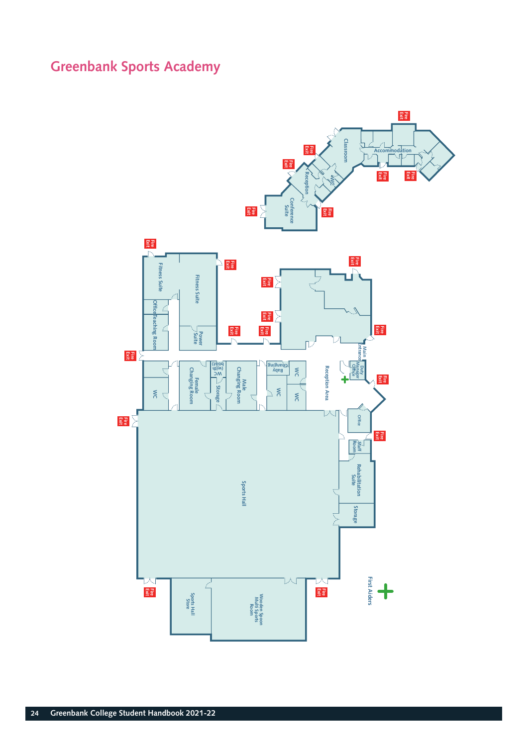# Greenbank Sports Academy

Classroom

Accommodation

Reception

WC

Conference Suite

Fire Exit

Fire Exit

Fire Exit

Fire Exit

Fire Exit

Fire Exit

Fire Exit

Fitness Suite

Fitness Suite

Office

Teaching Room

Power Suite

Fire Exit

Fire Exit

Fire Exit

Fire Exit

Fire Exit

Fire Exit

Fire Exit

Fire Exit

Main Entrance

Duty Manager Office

Reception Area

WC

Female Changing Room

WC (with bath)

Storage

Male Changing Room

Baby Changing

WC

WC

WC

Fire Exit

Fire Exit

Office

Fire Exit

Staff Room

Rehabilitation Suite

Storage

Sports Hall

Fire Exit

Fire Exit

Sports Hall Store

Wooden Spoon Multi Sports Room

First Aiders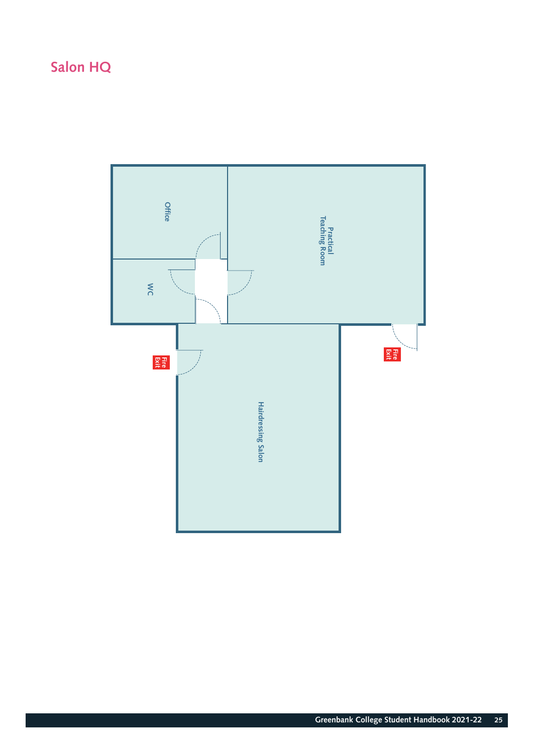## Salon HQ

Office

Practical Teaching Room

WC

Fire Exit

Fire Exit

Hairdressing Salon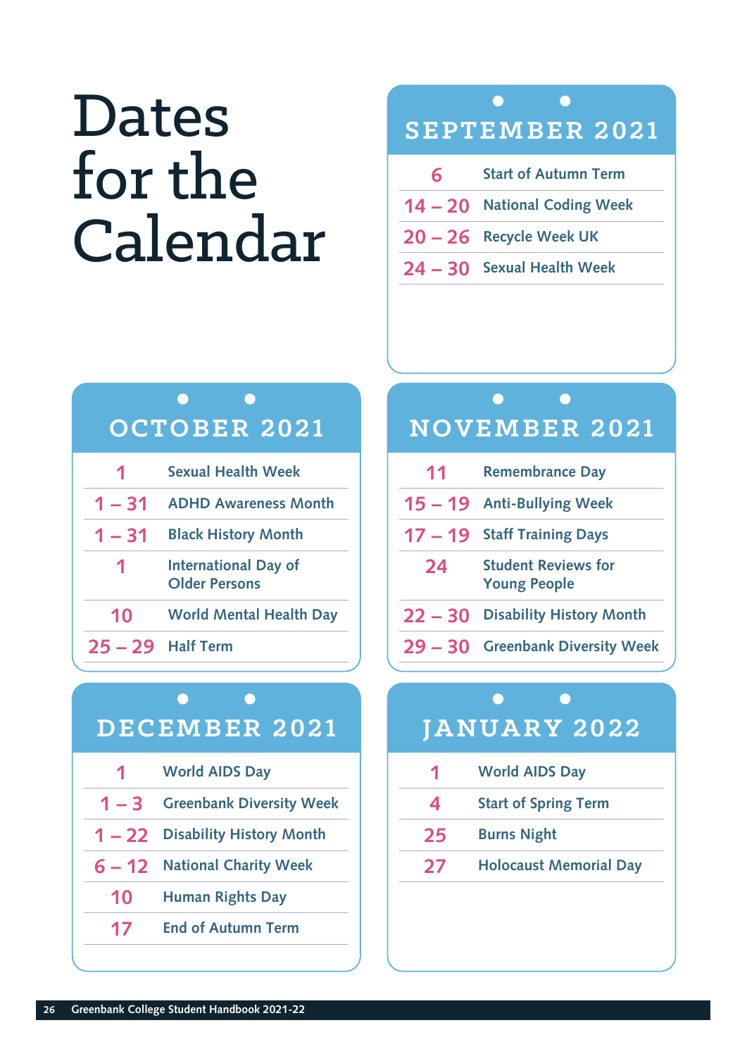# Dates for the Calendar

## SEPTEMBER 2021

| Date | Event |
|---|---|
| 6 | Start of Autumn Term |
| 14 – 20 | National Coding Week |
| 20 – 26 | Recycle Week UK |
| 24 – 30 | Sexual Health Week |

## OCTOBER 2021

| Date | Event |
|---|---|
| 1 | Sexual Health Week |
| 1 – 31 | ADHD Awareness Month |
| 1 – 31 | Black History Month |
| 1 | International Day of Older Persons |
| 10 | World Mental Health Day |
| 25 – 29 | Half Term |

## NOVEMBER 2021

| Date | Event |
|---|---|
| 11 | Remembrance Day |
| 15 – 19 | Anti-Bullying Week |
| 17 – 19 | Staff Training Days |
| 24 | Student Reviews for Young People |
| 22 – 30 | Disability History Month |
| 29 – 30 | Greenbank Diversity Week |

## DECEMBER 2021

| Date | Event |
|---|---|
| 1 | World AIDS Day |
| 1 – 3 | Greenbank Diversity Week |
| 1 – 22 | Disability History Month |
| 6 – 12 | National Charity Week |
| 10 | Human Rights Day |
| 17 | End of Autumn Term |

## JANUARY 2022

| Date | Event |
|---|---|
| 1 | World AIDS Day |
| 4 | Start of Spring Term |
| 25 | Burns Night |
| 27 | Holocaust Memorial Day |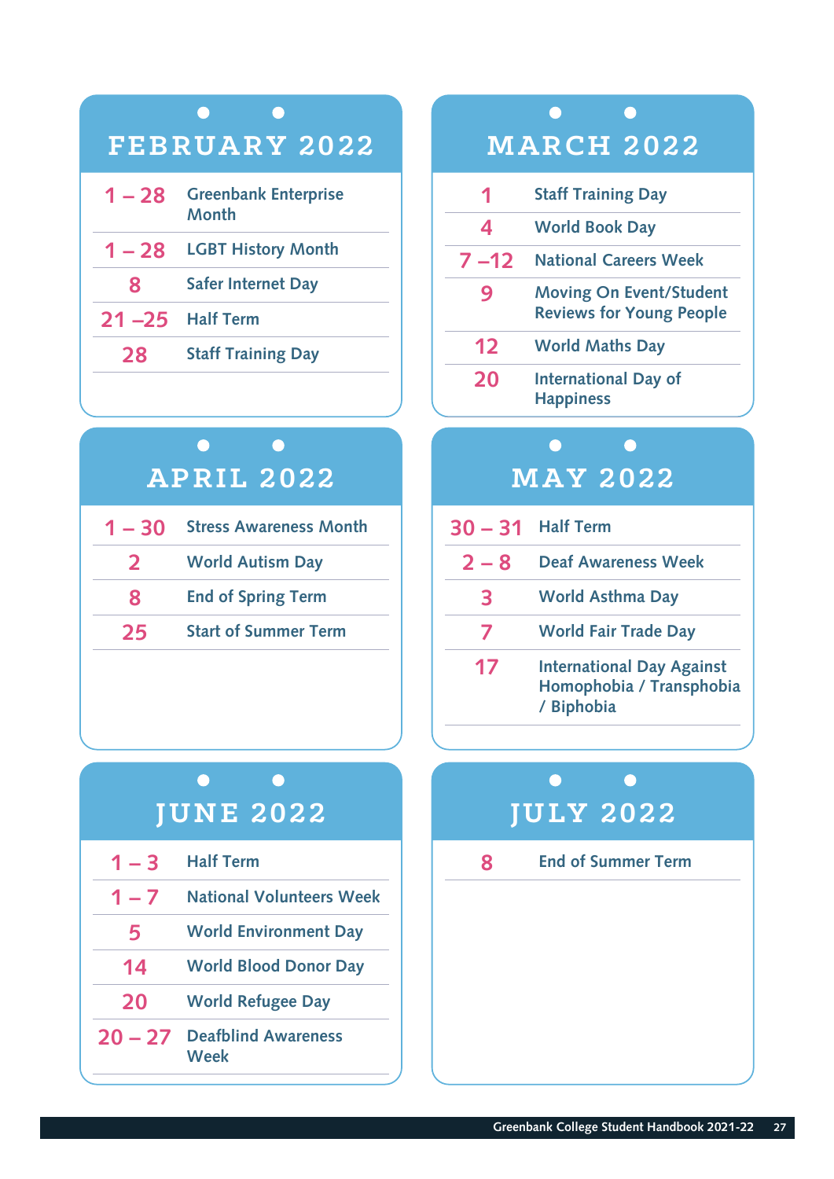## FEBRUARY 2022

| | |
|---|---|
| 1 – 28 | Greenbank Enterprise Month |
| 1 – 28 | LGBT History Month |
| 8 | Safer Internet Day |
| 21 –25 | Half Term |
| 28 | Staff Training Day |

## MARCH 2022

| | |
|---|---|
| 1 | Staff Training Day |
| 4 | World Book Day |
| 7 –12 | National Careers Week |
| 9 | Moving On Event/Student Reviews for Young People |
| 12 | World Maths Day |
| 20 | International Day of Happiness |

## APRIL 2022

| | |
|---|---|
| 1 – 30 | Stress Awareness Month |
| 2 | World Autism Day |
| 8 | End of Spring Term |
| 25 | Start of Summer Term |

## MAY 2022

| | |
|---|---|
| 30 – 31 | Half Term |
| 2 – 8 | Deaf Awareness Week |
| 3 | World Asthma Day |
| 7 | World Fair Trade Day |
| 17 | International Day Against Homophobia / Transphobia / Biphobia |

## JUNE 2022

| | |
|---|---|
| 1 – 3 | Half Term |
| 1 – 7 | National Volunteers Week |
| 5 | World Environment Day |
| 14 | World Blood Donor Day |
| 20 | World Refugee Day |
| 20 – 27 | Deafblind Awareness Week |

## JULY 2022

| | |
|---|---|
| 8 | End of Summer Term |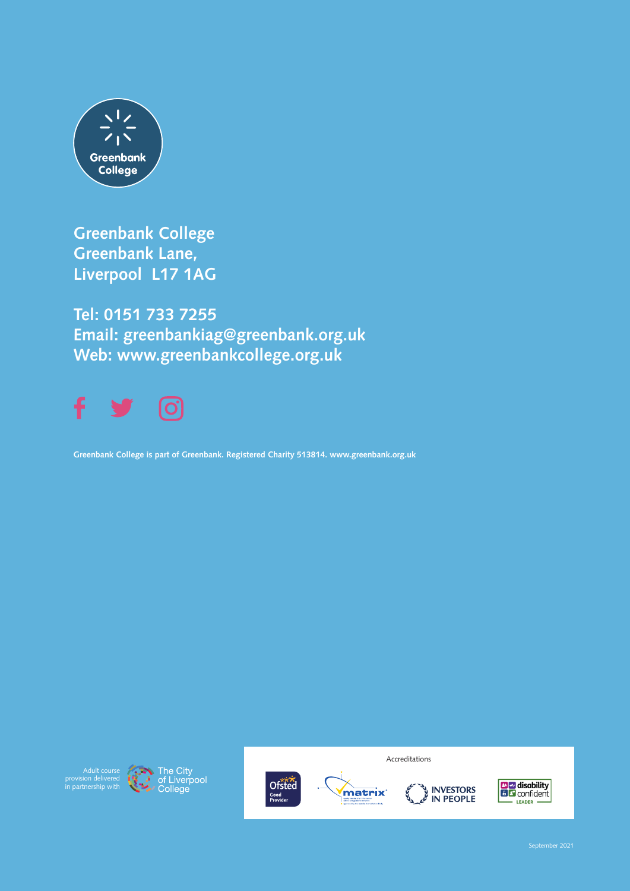Greenbank College

**Greenbank College**
**Greenbank Lane,**
**Liverpool L17 1AG**

**Tel: 0151 733 7255**
**Email: greenbankiag@greenbank.org.uk**
**Web: www.greenbankcollege.org.uk**

**Greenbank College is part of Greenbank. Registered Charity 513814. www.greenbank.org.uk**

Adult course provision delivered in partnership with The City of Liverpool College

Accreditations

Ofsted Good Provider

matrix

INVESTORS IN PEOPLE

disability confident LEADER

September 2021